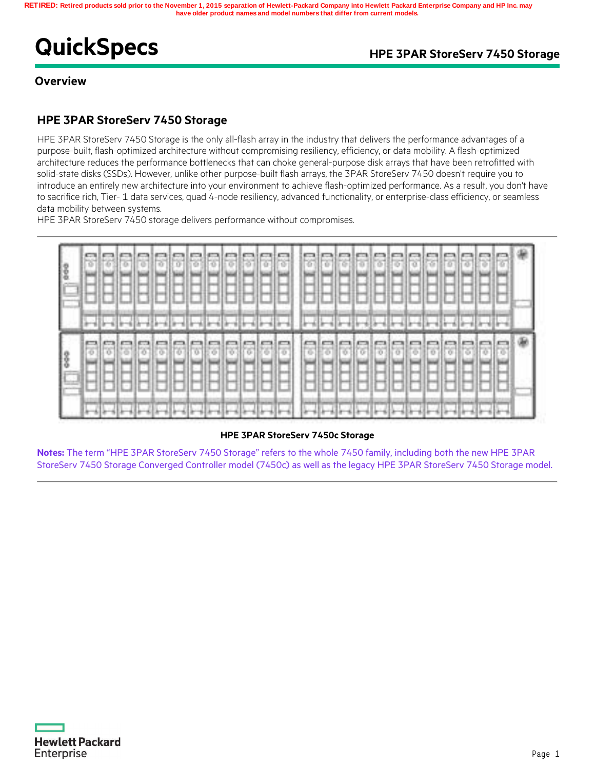RETIRED: Retired products sold prior to the November 1, 2015 separation of Hewlett-Packard Company into Hewlett Packard Enterprise Company and HP Inc. may have older product names and model numbers that differ from current models.

# QuickSpecs

## HPE 3PAR StoreServ 7450 Storage

### Overview

### HPE 3PAR StoreServ 7450 Storage

HPE 3PAR StoreServ 7450 Storage is the only all-flash array in the industry that delivers the performance advantages of a purpose-built, flash-optimized architecture without compromising resiliency, efficiency, or data mobility. A flash-optimized architecture reduces the performance bottlenecks that can choke general-purpose disk arrays that have been retrofitted with solid-state disks (SSDs). However, unlike other purpose-built flash arrays, the 3PAR StoreServ 7450 doesn't require you to introduce an entirely new architecture into your environment to achieve flash-optimized performance. As a result, you don't have to sacrifice rich, Tier- 1 data services, quad 4-node resiliency, advanced functionality, or enterprise-class efficiency, or seamless data mobility between systems.
HPE 3PAR StoreServ 7450 storage delivers performance without compromises.

**HPE 3PAR StoreServ 7450c Storage**

**Notes:** The term "HPE 3PAR StoreServ 7450 Storage" refers to the whole 7450 family, including both the new HPE 3PAR StoreServ 7450 Storage Converged Controller model (7450c) as well as the legacy HPE 3PAR StoreServ 7450 Storage model.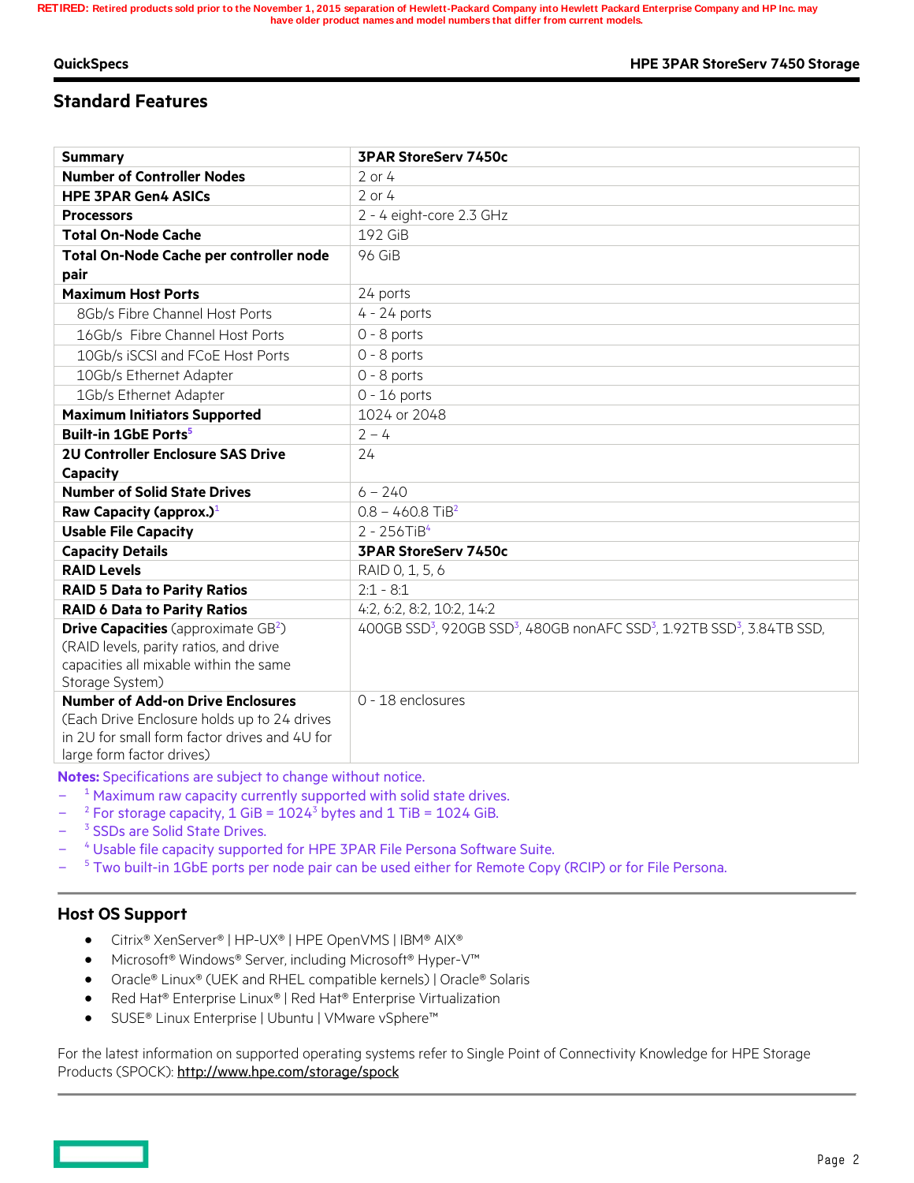RETIRED: Retired products sold prior to the November 1, 2015 separation of Hewlett-Packard Company into Hewlett Packard Enterprise Company and HP Inc. may have older product names and model numbers that differ from current models.

## Standard Features

| **Summary** | **3PAR StoreServ 7450c** |
|---|---|
| **Number of Controller Nodes** | 2 or 4 |
| **HPE 3PAR Gen4 ASICs** | 2 or 4 |
| **Processors** | 2 - 4 eight-core 2.3 GHz |
| **Total On-Node Cache** | 192 GiB |
| **Total On-Node Cache per controller node pair** | 96 GiB |
| **Maximum Host Ports** | 24 ports |
| 8Gb/s Fibre Channel Host Ports | 4 - 24 ports |
| 16Gb/s Fibre Channel Host Ports | 0 - 8 ports |
| 10Gb/s iSCSI and FCoE Host Ports | 0 - 8 ports |
| 10Gb/s Ethernet Adapter | 0 - 8 ports |
| 1Gb/s Ethernet Adapter | 0 - 16 ports |
| **Maximum Initiators Supported** | 1024 or 2048 |
| **Built-in 1GbE Ports**[5] | 2 – 4 |
| **2U Controller Enclosure SAS Drive Capacity** | 24 |
| **Number of Solid State Drives** | 6 – 240 |
| **Raw Capacity (approx.)**[1] | 0.8 – 460.8 TiB[2] |
| **Usable File Capacity** | 2 - 256TiB[4] |
| **Capacity Details** | **3PAR StoreServ 7450c** |
| **RAID Levels** | RAID 0, 1, 5, 6 |
| **RAID 5 Data to Parity Ratios** | 2:1 - 8:1 |
| **RAID 6 Data to Parity Ratios** | 4:2, 6:2, 8:2, 10:2, 14:2 |
| **Drive Capacities** (approximate GB[2]) (RAID levels, parity ratios, and drive capacities all mixable within the same Storage System) | 400GB SSD[3], 920GB SSD[3], 480GB nonAFC SSD[3], 1.92TB SSD[3], 3.84TB SSD, |
| **Number of Add-on Drive Enclosures** (Each Drive Enclosure holds up to 24 drives in 2U for small form factor drives and 4U for large form factor drives) | 0 - 18 enclosures |

**Notes:** Specifications are subject to change without notice.

- [1] Maximum raw capacity currently supported with solid state drives.
- [2] For storage capacity, 1 GiB = $1024^3$ bytes and 1 TiB = 1024 GiB.
- [3] SSDs are Solid State Drives.
- [4] Usable file capacity supported for HPE 3PAR File Persona Software Suite.
- [5] Two built-in 1GbE ports per node pair can be used either for Remote Copy (RCIP) or for File Persona.

## Host OS Support

- Citrix® XenServer® | HP-UX® | HPE OpenVMS | IBM® AIX®
- Microsoft® Windows® Server, including Microsoft® Hyper-V™
- Oracle® Linux® (UEK and RHEL compatible kernels) | Oracle® Solaris
- Red Hat® Enterprise Linux® | Red Hat® Enterprise Virtualization
- SUSE® Linux Enterprise | Ubuntu | VMware vSphere™

For the latest information on supported operating systems refer to Single Point of Connectivity Knowledge for HPE Storage Products (SPOCK): http://www.hpe.com/storage/spock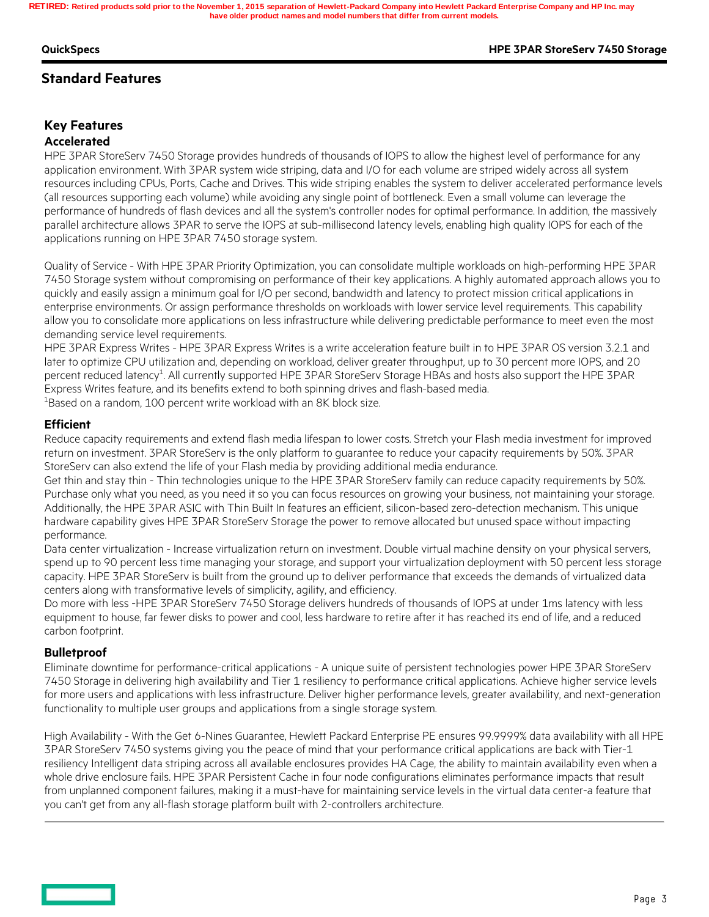## Standard Features

### Key Features

#### Accelerated

HPE 3PAR StoreServ 7450 Storage provides hundreds of thousands of IOPS to allow the highest level of performance for any application environment. With 3PAR system wide striping, data and I/O for each volume are striped widely across all system resources including CPUs, Ports, Cache and Drives. This wide striping enables the system to deliver accelerated performance levels (all resources supporting each volume) while avoiding any single point of bottleneck. Even a small volume can leverage the performance of hundreds of flash devices and all the system's controller nodes for optimal performance. In addition, the massively parallel architecture allows 3PAR to serve the IOPS at sub-millisecond latency levels, enabling high quality IOPS for each of the applications running on HPE 3PAR 7450 storage system.

Quality of Service - With HPE 3PAR Priority Optimization, you can consolidate multiple workloads on high-performing HPE 3PAR 7450 Storage system without compromising on performance of their key applications. A highly automated approach allows you to quickly and easily assign a minimum goal for I/O per second, bandwidth and latency to protect mission critical applications in enterprise environments. Or assign performance thresholds on workloads with lower service level requirements. This capability allow you to consolidate more applications on less infrastructure while delivering predictable performance to meet even the most demanding service level requirements.
HPE 3PAR Express Writes - HPE 3PAR Express Writes is a write acceleration feature built in to HPE 3PAR OS version 3.2.1 and later to optimize CPU utilization and, depending on workload, deliver greater throughput, up to 30 percent more IOPS, and 20 percent reduced latency[1]. All currently supported HPE 3PAR StoreServ Storage HBAs and hosts also support the HPE 3PAR Express Writes feature, and its benefits extend to both spinning drives and flash-based media.
[1]Based on a random, 100 percent write workload with an 8K block size.

#### Efficient

Reduce capacity requirements and extend flash media lifespan to lower costs. Stretch your Flash media investment for improved return on investment. 3PAR StoreServ is the only platform to guarantee to reduce your capacity requirements by 50%. 3PAR StoreServ can also extend the life of your Flash media by providing additional media endurance.
Get thin and stay thin - Thin technologies unique to the HPE 3PAR StoreServ family can reduce capacity requirements by 50%. Purchase only what you need, as you need it so you can focus resources on growing your business, not maintaining your storage. Additionally, the HPE 3PAR ASIC with Thin Built In features an efficient, silicon-based zero-detection mechanism. This unique hardware capability gives HPE 3PAR StoreServ Storage the power to remove allocated but unused space without impacting performance.
Data center virtualization - Increase virtualization return on investment. Double virtual machine density on your physical servers, spend up to 90 percent less time managing your storage, and support your virtualization deployment with 50 percent less storage capacity. HPE 3PAR StoreServ is built from the ground up to deliver performance that exceeds the demands of virtualized data centers along with transformative levels of simplicity, agility, and efficiency.
Do more with less -HPE 3PAR StoreServ 7450 Storage delivers hundreds of thousands of IOPS at under 1ms latency with less equipment to house, far fewer disks to power and cool, less hardware to retire after it has reached its end of life, and a reduced carbon footprint.

#### Bulletproof

Eliminate downtime for performance-critical applications - A unique suite of persistent technologies power HPE 3PAR StoreServ 7450 Storage in delivering high availability and Tier 1 resiliency to performance critical applications. Achieve higher service levels for more users and applications with less infrastructure. Deliver higher performance levels, greater availability, and next-generation functionality to multiple user groups and applications from a single storage system.

High Availability - With the Get 6-Nines Guarantee, Hewlett Packard Enterprise PE ensures 99.9999% data availability with all HPE 3PAR StoreServ 7450 systems giving you the peace of mind that your performance critical applications are back with Tier-1 resiliency Intelligent data striping across all available enclosures provides HA Cage, the ability to maintain availability even when a whole drive enclosure fails. HPE 3PAR Persistent Cache in four node configurations eliminates performance impacts that result from unplanned component failures, making it a must-have for maintaining service levels in the virtual data center-a feature that you can't get from any all-flash storage platform built with 2-controllers architecture.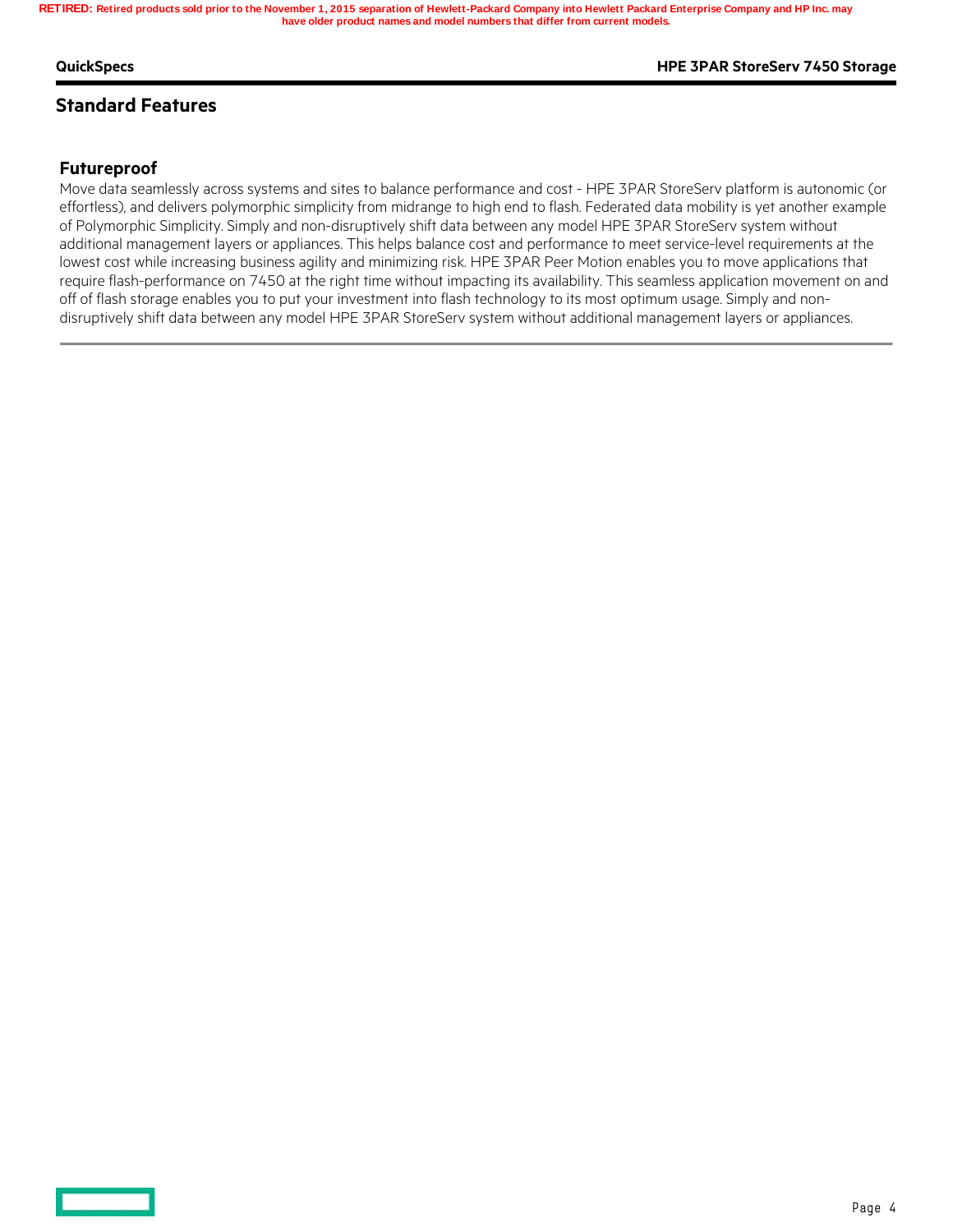## Standard Features

### Futureproof

Move data seamlessly across systems and sites to balance performance and cost - HPE 3PAR StoreServ platform is autonomic (or effortless), and delivers polymorphic simplicity from midrange to high end to flash. Federated data mobility is yet another example of Polymorphic Simplicity. Simply and non-disruptively shift data between any model HPE 3PAR StoreServ system without additional management layers or appliances. This helps balance cost and performance to meet service-level requirements at the lowest cost while increasing business agility and minimizing risk. HPE 3PAR Peer Motion enables you to move applications that require flash-performance on 7450 at the right time without impacting its availability. This seamless application movement on and off of flash storage enables you to put your investment into flash technology to its most optimum usage. Simply and non-disruptively shift data between any model HPE 3PAR StoreServ system without additional management layers or appliances.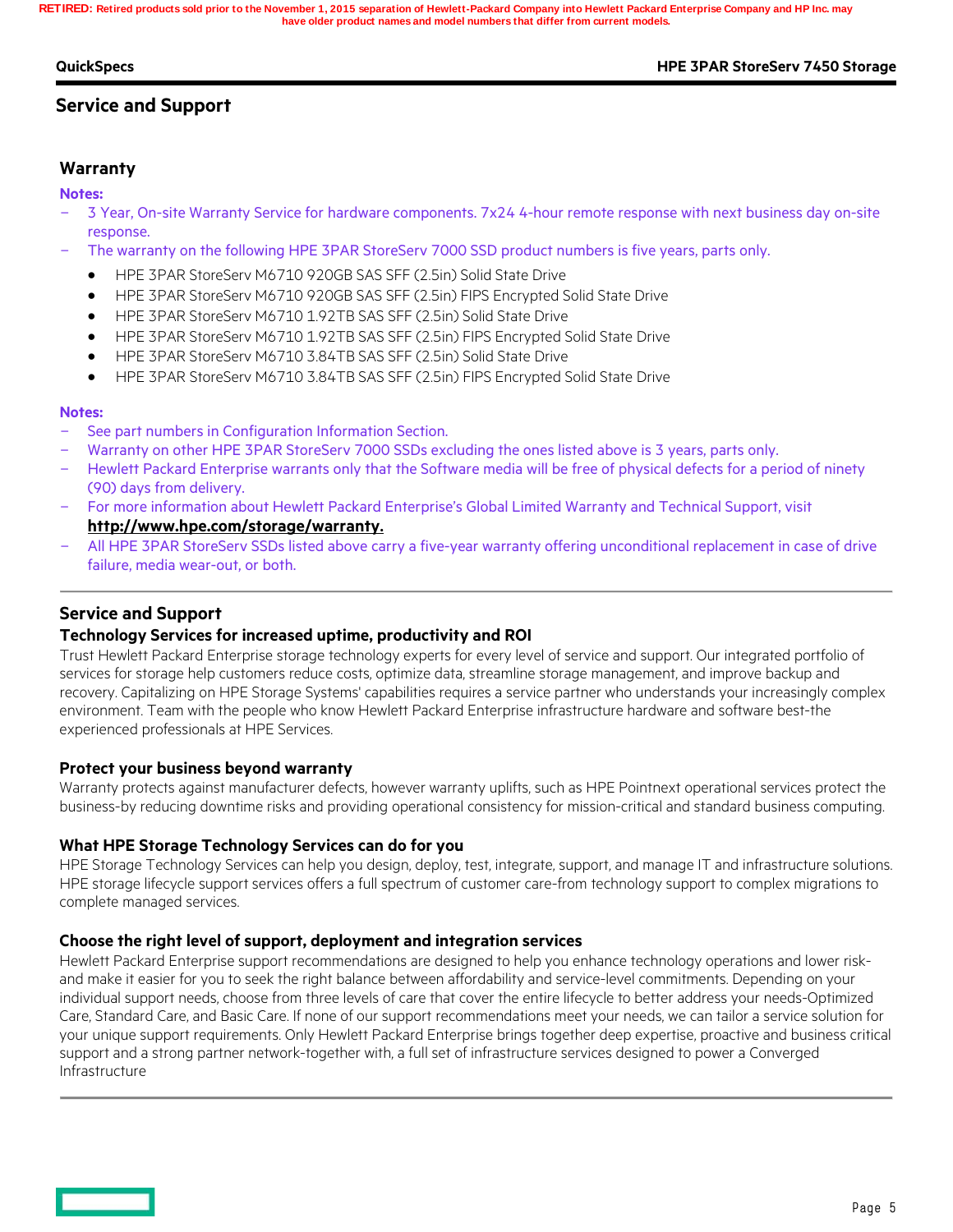## Service and Support

### Warranty

**Notes:**

- 3 Year, On-site Warranty Service for hardware components. 7x24 4-hour remote response with next business day on-site response.
- The warranty on the following HPE 3PAR StoreServ 7000 SSD product numbers is five years, parts only.
  - HPE 3PAR StoreServ M6710 920GB SAS SFF (2.5in) Solid State Drive
  - HPE 3PAR StoreServ M6710 920GB SAS SFF (2.5in) FIPS Encrypted Solid State Drive
  - HPE 3PAR StoreServ M6710 1.92TB SAS SFF (2.5in) Solid State Drive
  - HPE 3PAR StoreServ M6710 1.92TB SAS SFF (2.5in) FIPS Encrypted Solid State Drive
  - HPE 3PAR StoreServ M6710 3.84TB SAS SFF (2.5in) Solid State Drive
  - HPE 3PAR StoreServ M6710 3.84TB SAS SFF (2.5in) FIPS Encrypted Solid State Drive

**Notes:**

- See part numbers in Configuration Information Section.
- Warranty on other HPE 3PAR StoreServ 7000 SSDs excluding the ones listed above is 3 years, parts only.
- Hewlett Packard Enterprise warrants only that the Software media will be free of physical defects for a period of ninety (90) days from delivery.
- For more information about Hewlett Packard Enterprise's Global Limited Warranty and Technical Support, visit **http://www.hpe.com/storage/warranty.**
- All HPE 3PAR StoreServ SSDs listed above carry a five-year warranty offering unconditional replacement in case of drive failure, media wear-out, or both.

---

### Service and Support

#### Technology Services for increased uptime, productivity and ROI

Trust Hewlett Packard Enterprise storage technology experts for every level of service and support. Our integrated portfolio of services for storage help customers reduce costs, optimize data, streamline storage management, and improve backup and recovery. Capitalizing on HPE Storage Systems' capabilities requires a service partner who understands your increasingly complex environment. Team with the people who know Hewlett Packard Enterprise infrastructure hardware and software best-the experienced professionals at HPE Services.

#### Protect your business beyond warranty

Warranty protects against manufacturer defects, however warranty uplifts, such as HPE Pointnext operational services protect the business-by reducing downtime risks and providing operational consistency for mission-critical and standard business computing.

#### What HPE Storage Technology Services can do for you

HPE Storage Technology Services can help you design, deploy, test, integrate, support, and manage IT and infrastructure solutions. HPE storage lifecycle support services offers a full spectrum of customer care-from technology support to complex migrations to complete managed services.

#### Choose the right level of support, deployment and integration services

Hewlett Packard Enterprise support recommendations are designed to help you enhance technology operations and lower risk-and make it easier for you to seek the right balance between affordability and service-level commitments. Depending on your individual support needs, choose from three levels of care that cover the entire lifecycle to better address your needs-Optimized Care, Standard Care, and Basic Care. If none of our support recommendations meet your needs, we can tailor a service solution for your unique support requirements. Only Hewlett Packard Enterprise brings together deep expertise, proactive and business critical support and a strong partner network-together with, a full set of infrastructure services designed to power a Converged Infrastructure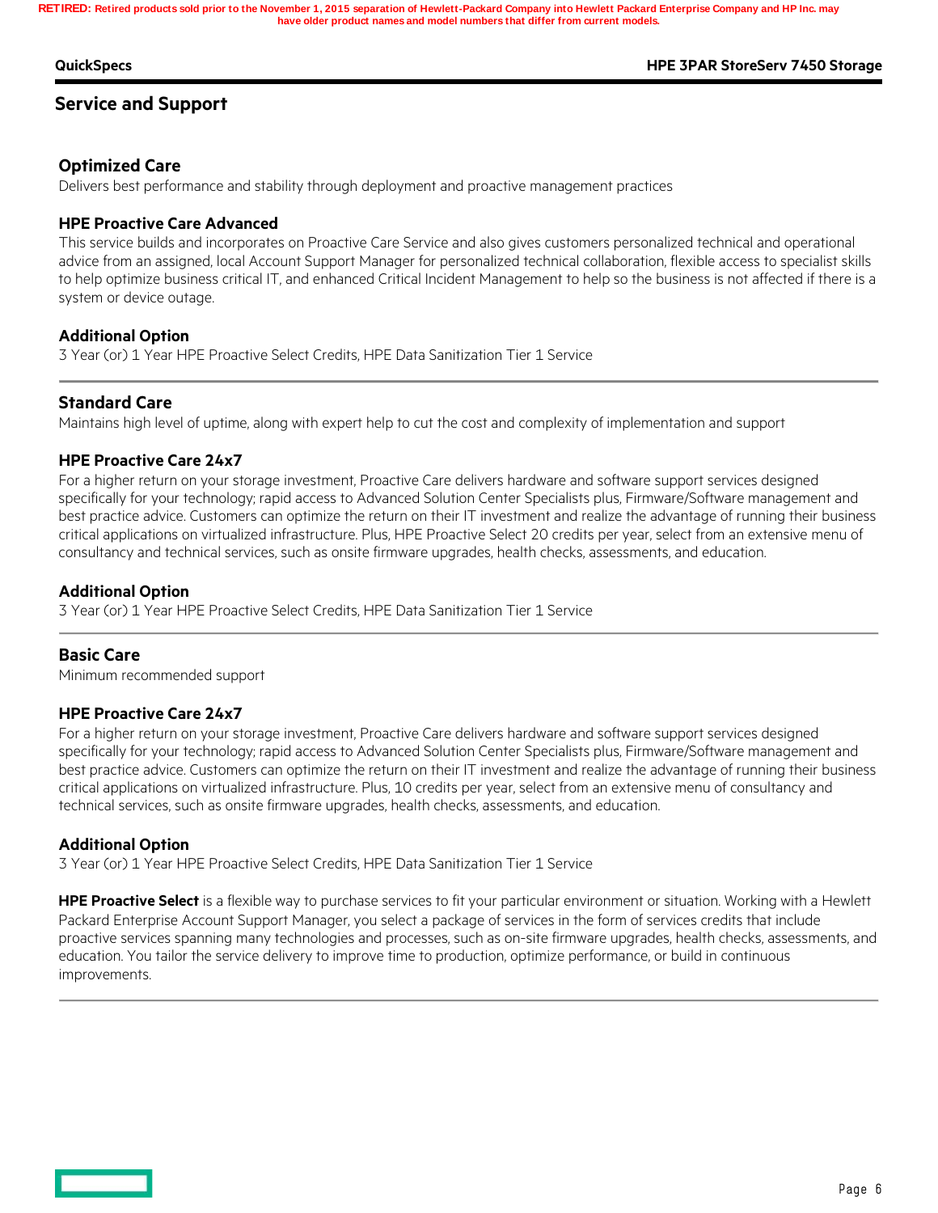## Service and Support

### Optimized Care

Delivers best performance and stability through deployment and proactive management practices

#### HPE Proactive Care Advanced

This service builds and incorporates on Proactive Care Service and also gives customers personalized technical and operational advice from an assigned, local Account Support Manager for personalized technical collaboration, flexible access to specialist skills to help optimize business critical IT, and enhanced Critical Incident Management to help so the business is not affected if there is a system or device outage.

#### Additional Option

3 Year (or) 1 Year HPE Proactive Select Credits, HPE Data Sanitization Tier 1 Service

---

### Standard Care

Maintains high level of uptime, along with expert help to cut the cost and complexity of implementation and support

#### HPE Proactive Care 24x7

For a higher return on your storage investment, Proactive Care delivers hardware and software support services designed specifically for your technology; rapid access to Advanced Solution Center Specialists plus, Firmware/Software management and best practice advice. Customers can optimize the return on their IT investment and realize the advantage of running their business critical applications on virtualized infrastructure. Plus, HPE Proactive Select 20 credits per year, select from an extensive menu of consultancy and technical services, such as onsite firmware upgrades, health checks, assessments, and education.

#### Additional Option

3 Year (or) 1 Year HPE Proactive Select Credits, HPE Data Sanitization Tier 1 Service

---

### Basic Care

Minimum recommended support

#### HPE Proactive Care 24x7

For a higher return on your storage investment, Proactive Care delivers hardware and software support services designed specifically for your technology; rapid access to Advanced Solution Center Specialists plus, Firmware/Software management and best practice advice. Customers can optimize the return on their IT investment and realize the advantage of running their business critical applications on virtualized infrastructure. Plus, 10 credits per year, select from an extensive menu of consultancy and technical services, such as onsite firmware upgrades, health checks, assessments, and education.

#### Additional Option

3 Year (or) 1 Year HPE Proactive Select Credits, HPE Data Sanitization Tier 1 Service

**HPE Proactive Select** is a flexible way to purchase services to fit your particular environment or situation. Working with a Hewlett Packard Enterprise Account Support Manager, you select a package of services in the form of services credits that include proactive services spanning many technologies and processes, such as on-site firmware upgrades, health checks, assessments, and education. You tailor the service delivery to improve time to production, optimize performance, or build in continuous improvements.

---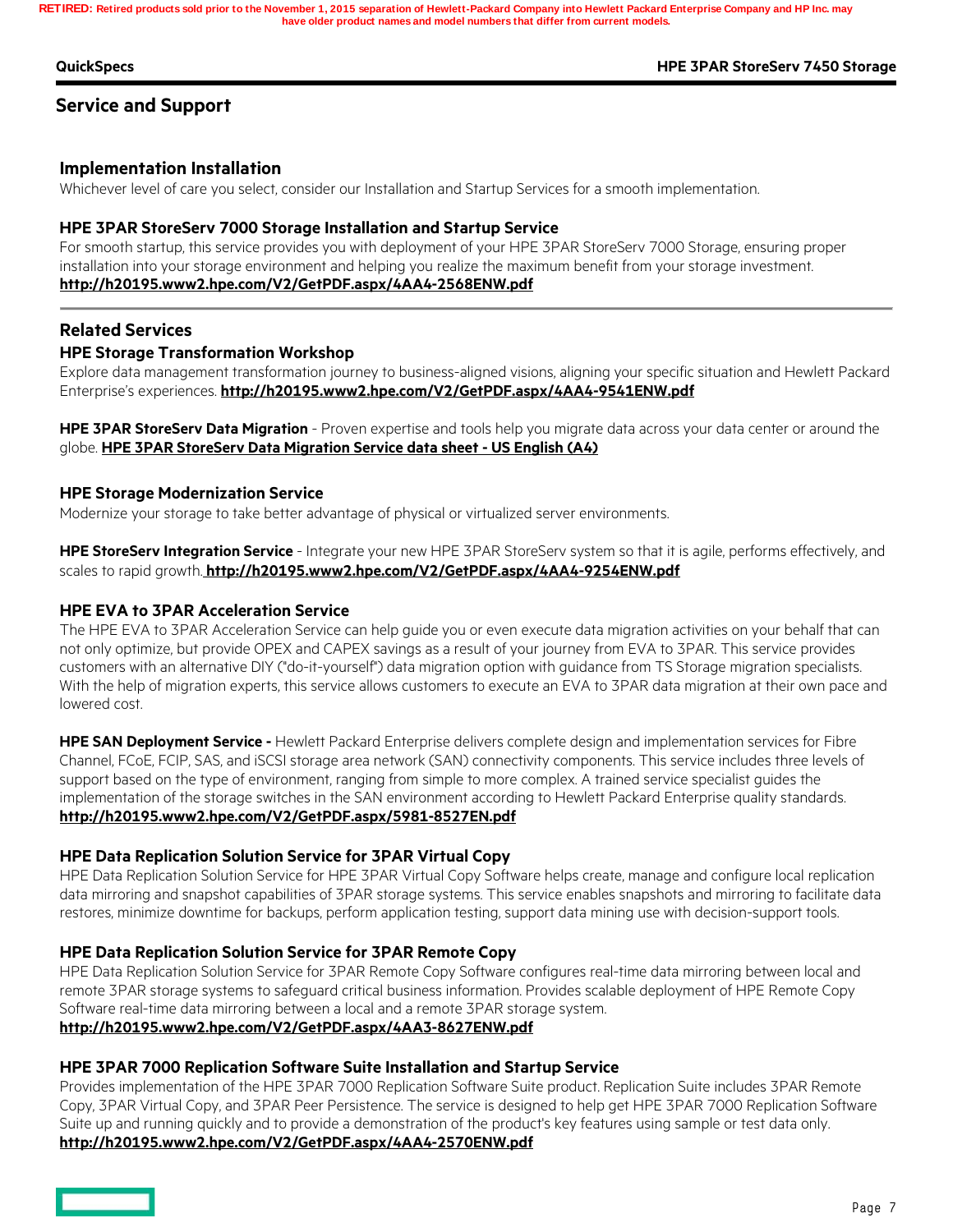## Service and Support

### Implementation Installation

Whichever level of care you select, consider our Installation and Startup Services for a smooth implementation.

### HPE 3PAR StoreServ 7000 Storage Installation and Startup Service

For smooth startup, this service provides you with deployment of your HPE 3PAR StoreServ 7000 Storage, ensuring proper installation into your storage environment and helping you realize the maximum benefit from your storage investment.
**http://h20195.www2.hpe.com/V2/GetPDF.aspx/4AA4-2568ENW.pdf**

---

### Related Services

### HPE Storage Transformation Workshop

Explore data management transformation journey to business-aligned visions, aligning your specific situation and Hewlett Packard Enterprise's experiences. **http://h20195.www2.hpe.com/V2/GetPDF.aspx/4AA4-9541ENW.pdf**

**HPE 3PAR StoreServ Data Migration** - Proven expertise and tools help you migrate data across your data center or around the globe. **HPE 3PAR StoreServ Data Migration Service data sheet - US English (A4)**

### HPE Storage Modernization Service

Modernize your storage to take better advantage of physical or virtualized server environments.

**HPE StoreServ Integration Service** - Integrate your new HPE 3PAR StoreServ system so that it is agile, performs effectively, and scales to rapid growth. **http://h20195.www2.hpe.com/V2/GetPDF.aspx/4AA4-9254ENW.pdf**

### HPE EVA to 3PAR Acceleration Service

The HPE EVA to 3PAR Acceleration Service can help guide you or even execute data migration activities on your behalf that can not only optimize, but provide OPEX and CAPEX savings as a result of your journey from EVA to 3PAR. This service provides customers with an alternative DIY ("do-it-yourself") data migration option with guidance from TS Storage migration specialists. With the help of migration experts, this service allows customers to execute an EVA to 3PAR data migration at their own pace and lowered cost.

**HPE SAN Deployment Service -** Hewlett Packard Enterprise delivers complete design and implementation services for Fibre Channel, FCoE, FCIP, SAS, and iSCSI storage area network (SAN) connectivity components. This service includes three levels of support based on the type of environment, ranging from simple to more complex. A trained service specialist guides the implementation of the storage switches in the SAN environment according to Hewlett Packard Enterprise quality standards.
**http://h20195.www2.hpe.com/V2/GetPDF.aspx/5981-8527EN.pdf**

### HPE Data Replication Solution Service for 3PAR Virtual Copy

HPE Data Replication Solution Service for HPE 3PAR Virtual Copy Software helps create, manage and configure local replication data mirroring and snapshot capabilities of 3PAR storage systems. This service enables snapshots and mirroring to facilitate data restores, minimize downtime for backups, perform application testing, support data mining use with decision-support tools.

### HPE Data Replication Solution Service for 3PAR Remote Copy

HPE Data Replication Solution Service for 3PAR Remote Copy Software configures real-time data mirroring between local and remote 3PAR storage systems to safeguard critical business information. Provides scalable deployment of HPE Remote Copy Software real-time data mirroring between a local and a remote 3PAR storage system.
**http://h20195.www2.hpe.com/V2/GetPDF.aspx/4AA3-8627ENW.pdf**

### HPE 3PAR 7000 Replication Software Suite Installation and Startup Service

Provides implementation of the HPE 3PAR 7000 Replication Software Suite product. Replication Suite includes 3PAR Remote Copy, 3PAR Virtual Copy, and 3PAR Peer Persistence. The service is designed to help get HPE 3PAR 7000 Replication Software Suite up and running quickly and to provide a demonstration of the product's key features using sample or test data only.
**http://h20195.www2.hpe.com/V2/GetPDF.aspx/4AA4-2570ENW.pdf**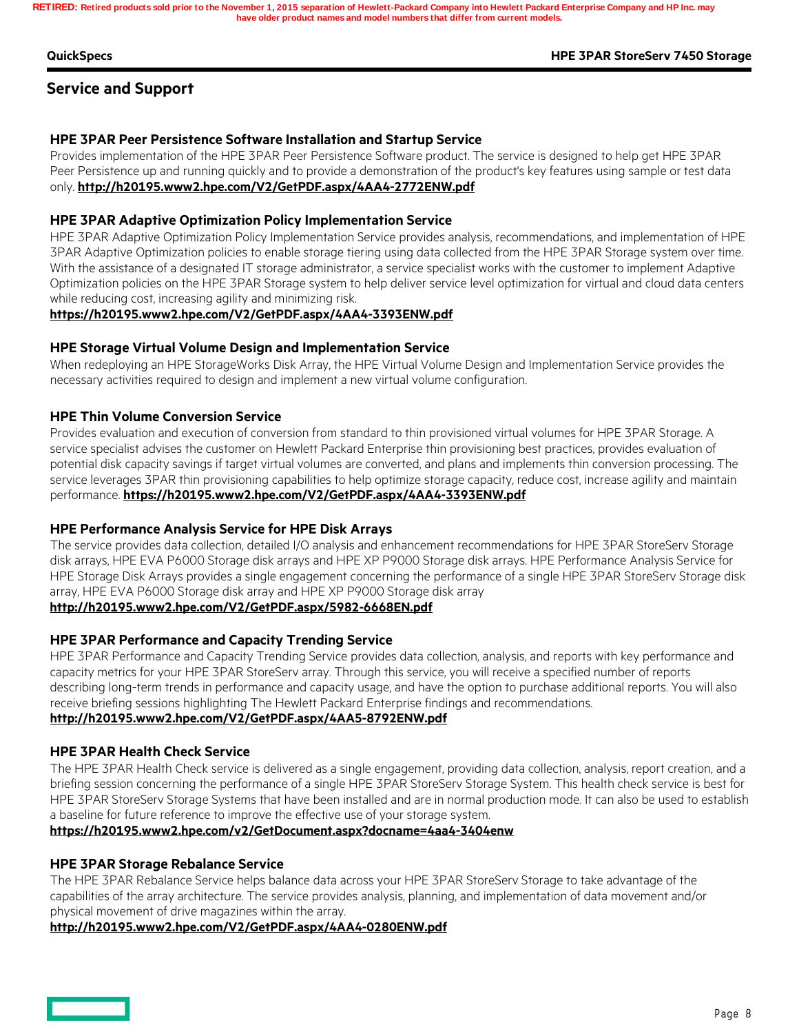## Service and Support

### HPE 3PAR Peer Persistence Software Installation and Startup Service

Provides implementation of the HPE 3PAR Peer Persistence Software product. The service is designed to help get HPE 3PAR Peer Persistence up and running quickly and to provide a demonstration of the product's key features using sample or test data only. **http://h20195.www2.hpe.com/V2/GetPDF.aspx/4AA4-2772ENW.pdf**

### HPE 3PAR Adaptive Optimization Policy Implementation Service

HPE 3PAR Adaptive Optimization Policy Implementation Service provides analysis, recommendations, and implementation of HPE 3PAR Adaptive Optimization policies to enable storage tiering using data collected from the HPE 3PAR Storage system over time. With the assistance of a designated IT storage administrator, a service specialist works with the customer to implement Adaptive Optimization policies on the HPE 3PAR Storage system to help deliver service level optimization for virtual and cloud data centers while reducing cost, increasing agility and minimizing risk.

**https://h20195.www2.hpe.com/V2/GetPDF.aspx/4AA4-3393ENW.pdf**

### HPE Storage Virtual Volume Design and Implementation Service

When redeploying an HPE StorageWorks Disk Array, the HPE Virtual Volume Design and Implementation Service provides the necessary activities required to design and implement a new virtual volume configuration.

### HPE Thin Volume Conversion Service

Provides evaluation and execution of conversion from standard to thin provisioned virtual volumes for HPE 3PAR Storage. A service specialist advises the customer on Hewlett Packard Enterprise thin provisioning best practices, provides evaluation of potential disk capacity savings if target virtual volumes are converted, and plans and implements thin conversion processing. The service leverages 3PAR thin provisioning capabilities to help optimize storage capacity, reduce cost, increase agility and maintain performance. **https://h20195.www2.hpe.com/V2/GetPDF.aspx/4AA4-3393ENW.pdf**

### HPE Performance Analysis Service for HPE Disk Arrays

The service provides data collection, detailed I/O analysis and enhancement recommendations for HPE 3PAR StoreServ Storage disk arrays, HPE EVA P6000 Storage disk arrays and HPE XP P9000 Storage disk arrays. HPE Performance Analysis Service for HPE Storage Disk Arrays provides a single engagement concerning the performance of a single HPE 3PAR StoreServ Storage disk array, HPE EVA P6000 Storage disk array and HPE XP P9000 Storage disk array

**http://h20195.www2.hpe.com/V2/GetPDF.aspx/5982-6668EN.pdf**

### HPE 3PAR Performance and Capacity Trending Service

HPE 3PAR Performance and Capacity Trending Service provides data collection, analysis, and reports with key performance and capacity metrics for your HPE 3PAR StoreServ array. Through this service, you will receive a specified number of reports describing long-term trends in performance and capacity usage, and have the option to purchase additional reports. You will also receive briefing sessions highlighting The Hewlett Packard Enterprise findings and recommendations.

**http://h20195.www2.hpe.com/V2/GetPDF.aspx/4AA5-8792ENW.pdf**

### HPE 3PAR Health Check Service

The HPE 3PAR Health Check service is delivered as a single engagement, providing data collection, analysis, report creation, and a briefing session concerning the performance of a single HPE 3PAR StoreServ Storage System. This health check service is best for HPE 3PAR StoreServ Storage Systems that have been installed and are in normal production mode. It can also be used to establish a baseline for future reference to improve the effective use of your storage system.

**https://h20195.www2.hpe.com/v2/GetDocument.aspx?docname=4aa4-3404enw**

### HPE 3PAR Storage Rebalance Service

The HPE 3PAR Rebalance Service helps balance data across your HPE 3PAR StoreServ Storage to take advantage of the capabilities of the array architecture. The service provides analysis, planning, and implementation of data movement and/or physical movement of drive magazines within the array.

**http://h20195.www2.hpe.com/V2/GetPDF.aspx/4AA4-0280ENW.pdf**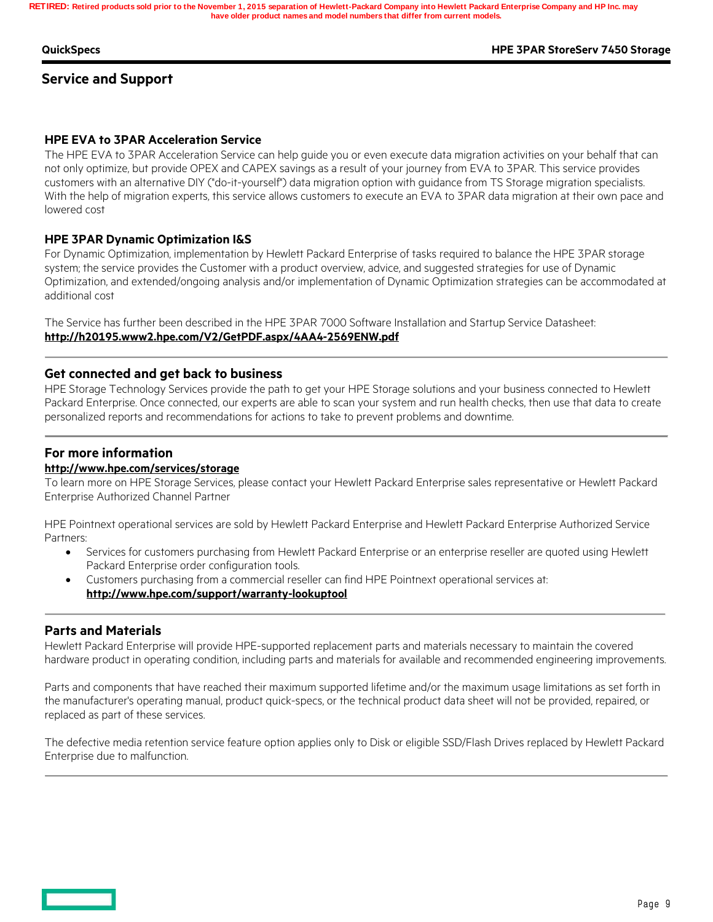## Service and Support

### HPE EVA to 3PAR Acceleration Service

The HPE EVA to 3PAR Acceleration Service can help guide you or even execute data migration activities on your behalf that can not only optimize, but provide OPEX and CAPEX savings as a result of your journey from EVA to 3PAR. This service provides customers with an alternative DIY ("do-it-yourself") data migration option with guidance from TS Storage migration specialists. With the help of migration experts, this service allows customers to execute an EVA to 3PAR data migration at their own pace and lowered cost

### HPE 3PAR Dynamic Optimization I&S

For Dynamic Optimization, implementation by Hewlett Packard Enterprise of tasks required to balance the HPE 3PAR storage system; the service provides the Customer with a product overview, advice, and suggested strategies for use of Dynamic Optimization, and extended/ongoing analysis and/or implementation of Dynamic Optimization strategies can be accommodated at additional cost

The Service has further been described in the HPE 3PAR 7000 Software Installation and Startup Service Datasheet:
**http://h20195.www2.hpe.com/V2/GetPDF.aspx/4AA4-2569ENW.pdf**

---

### Get connected and get back to business

HPE Storage Technology Services provide the path to get your HPE Storage solutions and your business connected to Hewlett Packard Enterprise. Once connected, our experts are able to scan your system and run health checks, then use that data to create personalized reports and recommendations for actions to take to prevent problems and downtime.

---

### For more information

**http://www.hpe.com/services/storage**

To learn more on HPE Storage Services, please contact your Hewlett Packard Enterprise sales representative or Hewlett Packard Enterprise Authorized Channel Partner

HPE Pointnext operational services are sold by Hewlett Packard Enterprise and Hewlett Packard Enterprise Authorized Service Partners:

- Services for customers purchasing from Hewlett Packard Enterprise or an enterprise reseller are quoted using Hewlett Packard Enterprise order configuration tools.
- Customers purchasing from a commercial reseller can find HPE Pointnext operational services at: **http://www.hpe.com/support/warranty-lookuptool**

---

### Parts and Materials

Hewlett Packard Enterprise will provide HPE-supported replacement parts and materials necessary to maintain the covered hardware product in operating condition, including parts and materials for available and recommended engineering improvements.

Parts and components that have reached their maximum supported lifetime and/or the maximum usage limitations as set forth in the manufacturer's operating manual, product quick-specs, or the technical product data sheet will not be provided, repaired, or replaced as part of these services.

The defective media retention service feature option applies only to Disk or eligible SSD/Flash Drives replaced by Hewlett Packard Enterprise due to malfunction.

---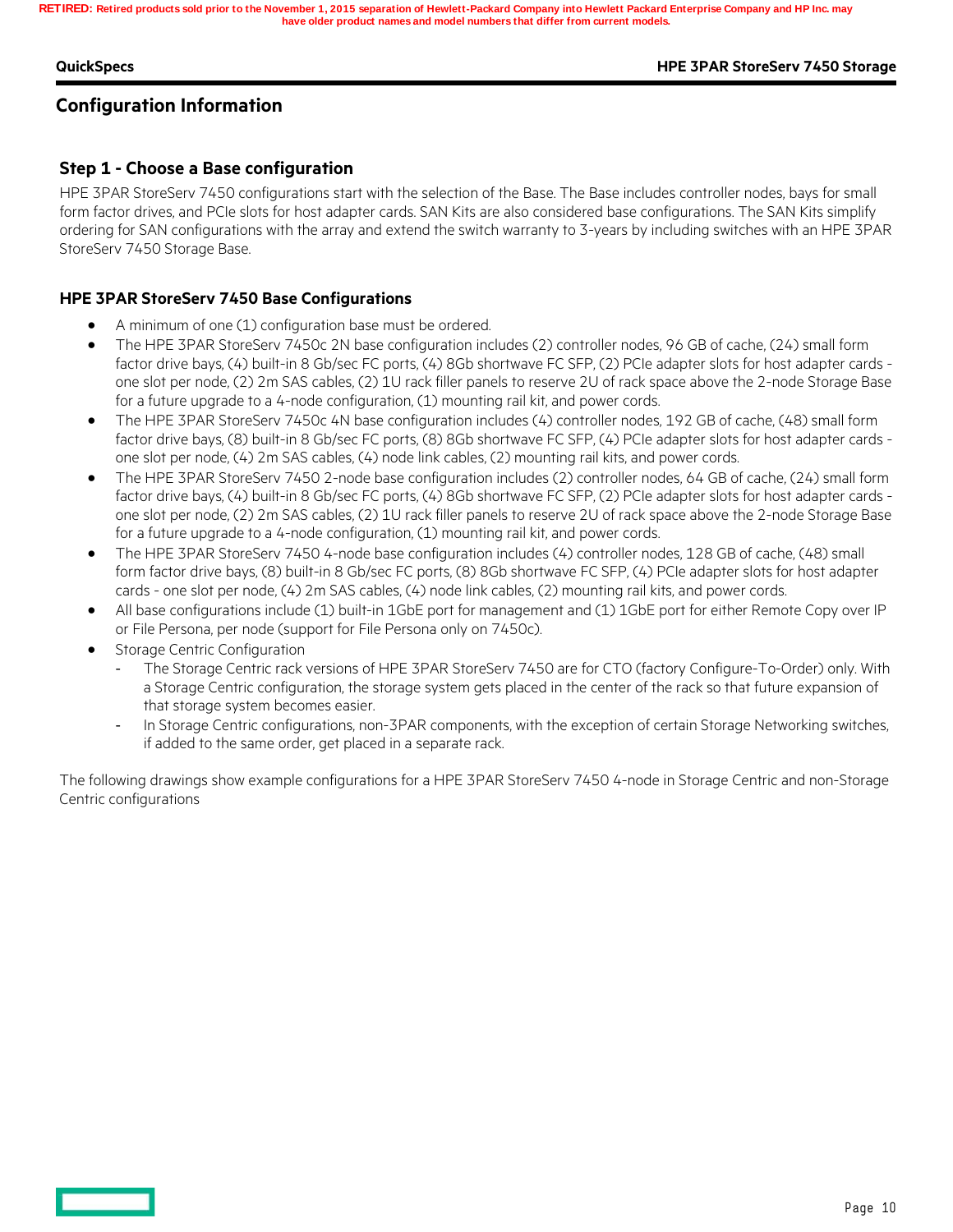## Configuration Information

### Step 1 - Choose a Base configuration

HPE 3PAR StoreServ 7450 configurations start with the selection of the Base. The Base includes controller nodes, bays for small form factor drives, and PCIe slots for host adapter cards. SAN Kits are also considered base configurations. The SAN Kits simplify ordering for SAN configurations with the array and extend the switch warranty to 3-years by including switches with an HPE 3PAR StoreServ 7450 Storage Base.

### HPE 3PAR StoreServ 7450 Base Configurations

- A minimum of one (1) configuration base must be ordered.
- The HPE 3PAR StoreServ 7450c 2N base configuration includes (2) controller nodes, 96 GB of cache, (24) small form factor drive bays, (4) built-in 8 Gb/sec FC ports, (4) 8Gb shortwave FC SFP, (2) PCIe adapter slots for host adapter cards - one slot per node, (2) 2m SAS cables, (2) 1U rack filler panels to reserve 2U of rack space above the 2-node Storage Base for a future upgrade to a 4-node configuration, (1) mounting rail kit, and power cords.
- The HPE 3PAR StoreServ 7450c 4N base configuration includes (4) controller nodes, 192 GB of cache, (48) small form factor drive bays, (8) built-in 8 Gb/sec FC ports, (8) 8Gb shortwave FC SFP, (4) PCIe adapter slots for host adapter cards - one slot per node, (4) 2m SAS cables, (4) node link cables, (2) mounting rail kits, and power cords.
- The HPE 3PAR StoreServ 7450 2-node base configuration includes (2) controller nodes, 64 GB of cache, (24) small form factor drive bays, (4) built-in 8 Gb/sec FC ports, (4) 8Gb shortwave FC SFP, (2) PCIe adapter slots for host adapter cards - one slot per node, (2) 2m SAS cables, (2) 1U rack filler panels to reserve 2U of rack space above the 2-node Storage Base for a future upgrade to a 4-node configuration, (1) mounting rail kit, and power cords.
- The HPE 3PAR StoreServ 7450 4-node base configuration includes (4) controller nodes, 128 GB of cache, (48) small form factor drive bays, (8) built-in 8 Gb/sec FC ports, (8) 8Gb shortwave FC SFP, (4) PCIe adapter slots for host adapter cards - one slot per node, (4) 2m SAS cables, (4) node link cables, (2) mounting rail kits, and power cords.
- All base configurations include (1) built-in 1GbE port for management and (1) 1GbE port for either Remote Copy over IP or File Persona, per node (support for File Persona only on 7450c).
- Storage Centric Configuration
  - The Storage Centric rack versions of HPE 3PAR StoreServ 7450 are for CTO (factory Configure-To-Order) only. With a Storage Centric configuration, the storage system gets placed in the center of the rack so that future expansion of that storage system becomes easier.
  - In Storage Centric configurations, non-3PAR components, with the exception of certain Storage Networking switches, if added to the same order, get placed in a separate rack.

The following drawings show example configurations for a HPE 3PAR StoreServ 7450 4-node in Storage Centric and non-Storage Centric configurations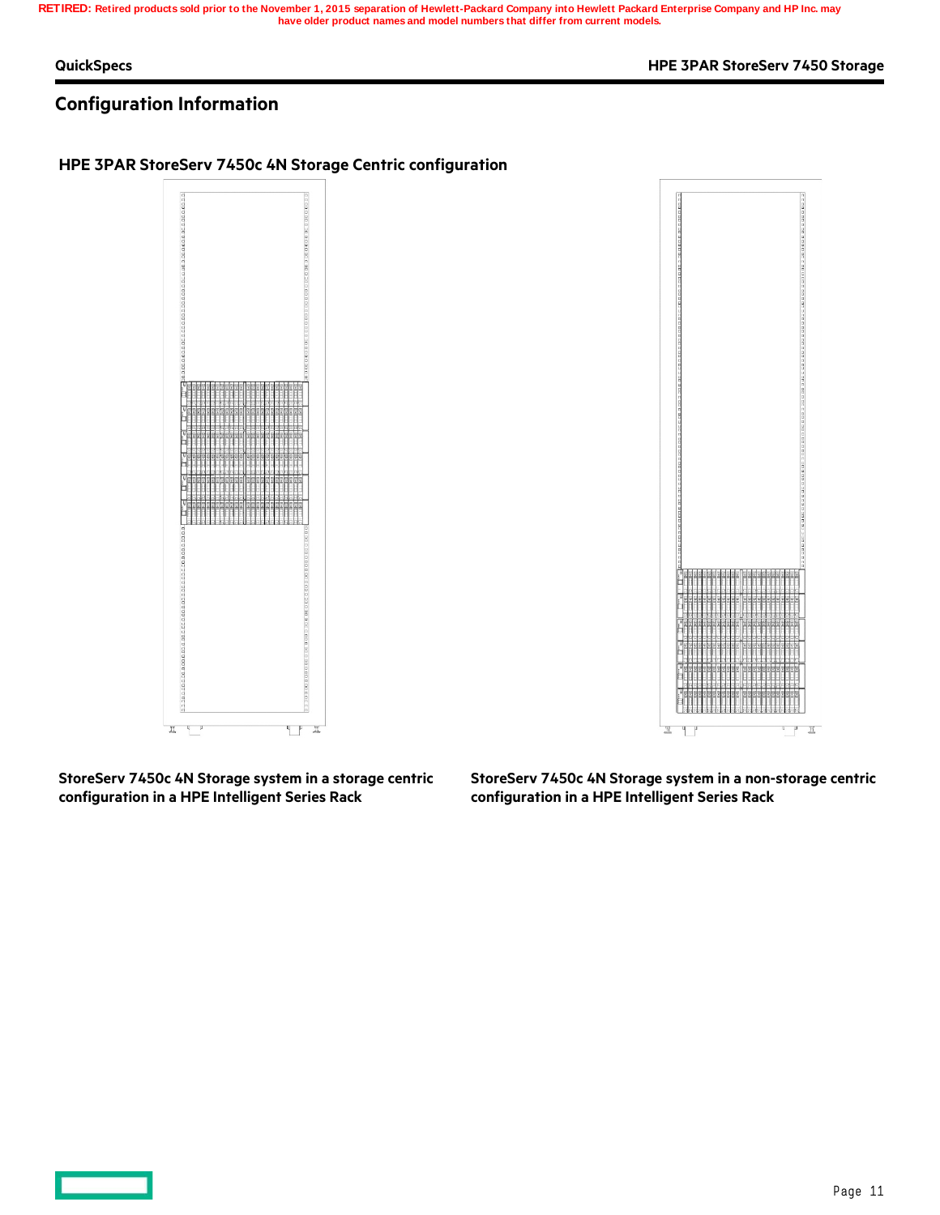RETIRED: Retired products sold prior to the November 1, 2015 separation of Hewlett-Packard Company into Hewlett Packard Enterprise Company and HP Inc. may have older product names and model numbers that differ from current models.

## Configuration Information

### HPE 3PAR StoreServ 7450c 4N Storage Centric configuration

**StoreServ 7450c 4N Storage system in a storage centric configuration in a HPE Intelligent Series Rack**

**StoreServ 7450c 4N Storage system in a non-storage centric configuration in a HPE Intelligent Series Rack**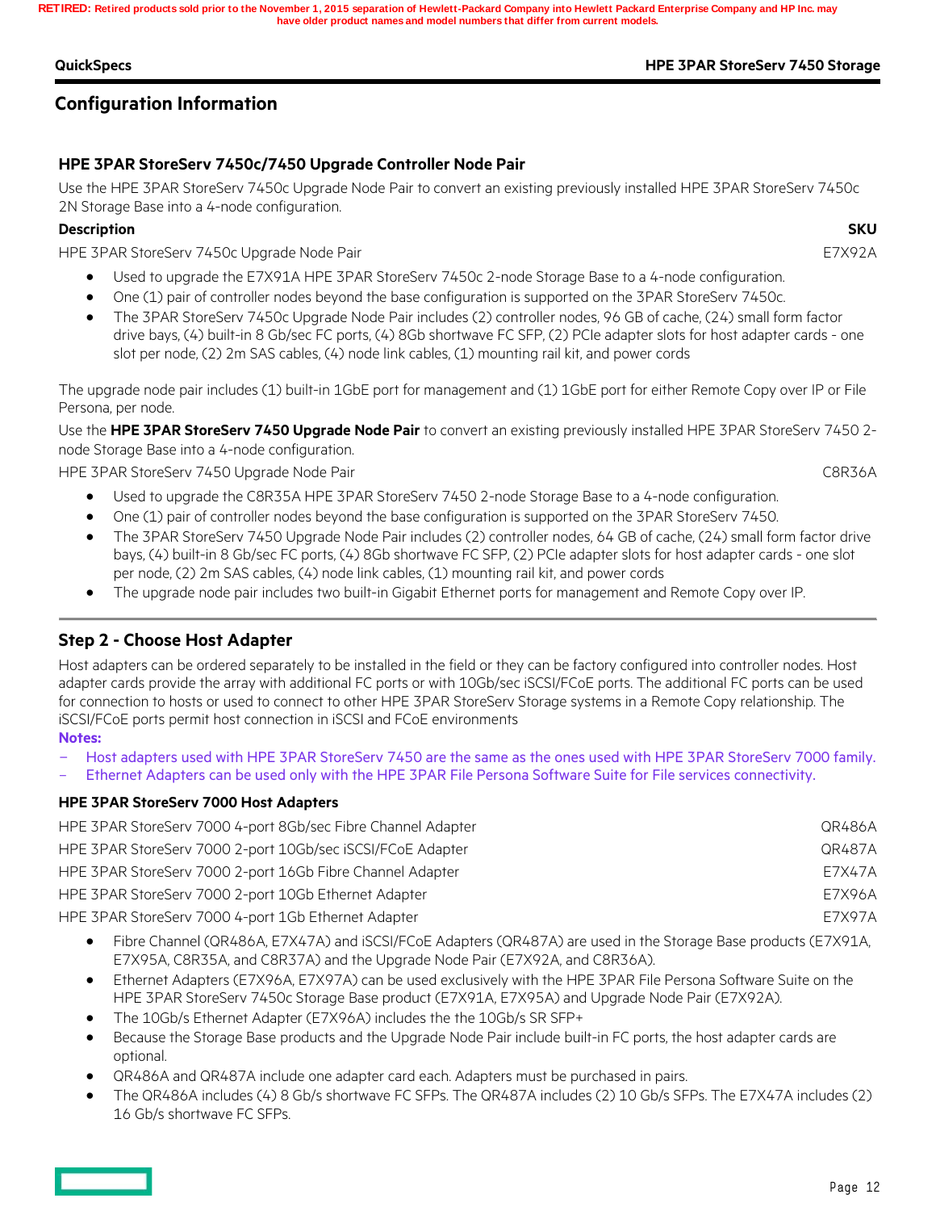## Configuration Information

### HPE 3PAR StoreServ 7450c/7450 Upgrade Controller Node Pair

Use the HPE 3PAR StoreServ 7450c Upgrade Node Pair to convert an existing previously installed HPE 3PAR StoreServ 7450c 2N Storage Base into a 4-node configuration.

| Description | SKU |
|---|---|
| HPE 3PAR StoreServ 7450c Upgrade Node Pair | E7X92A |

- Used to upgrade the E7X91A HPE 3PAR StoreServ 7450c 2-node Storage Base to a 4-node configuration.
- One (1) pair of controller nodes beyond the base configuration is supported on the 3PAR StoreServ 7450c.
- The 3PAR StoreServ 7450c Upgrade Node Pair includes (2) controller nodes, 96 GB of cache, (24) small form factor drive bays, (4) built-in 8 Gb/sec FC ports, (4) 8Gb shortwave FC SFP, (2) PCIe adapter slots for host adapter cards - one slot per node, (2) 2m SAS cables, (4) node link cables, (1) mounting rail kit, and power cords

The upgrade node pair includes (1) built-in 1GbE port for management and (1) 1GbE port for either Remote Copy over IP or File Persona, per node.

Use the **HPE 3PAR StoreServ 7450 Upgrade Node Pair** to convert an existing previously installed HPE 3PAR StoreServ 7450 2-node Storage Base into a 4-node configuration.

| | |
|---|---|
| HPE 3PAR StoreServ 7450 Upgrade Node Pair | C8R36A |

- Used to upgrade the C8R35A HPE 3PAR StoreServ 7450 2-node Storage Base to a 4-node configuration.
- One (1) pair of controller nodes beyond the base configuration is supported on the 3PAR StoreServ 7450.
- The 3PAR StoreServ 7450 Upgrade Node Pair includes (2) controller nodes, 64 GB of cache, (24) small form factor drive bays, (4) built-in 8 Gb/sec FC ports, (4) 8Gb shortwave FC SFP, (2) PCIe adapter slots for host adapter cards - one slot per node, (2) 2m SAS cables, (4) node link cables, (1) mounting rail kit, and power cords
- The upgrade node pair includes two built-in Gigabit Ethernet ports for management and Remote Copy over IP.

### Step 2 - Choose Host Adapter

Host adapters can be ordered separately to be installed in the field or they can be factory configured into controller nodes. Host adapter cards provide the array with additional FC ports or with 10Gb/sec iSCSI/FCoE ports. The additional FC ports can be used for connection to hosts or used to connect to other HPE 3PAR StoreServ Storage systems in a Remote Copy relationship. The iSCSI/FCoE ports permit host connection in iSCSI and FCoE environments

**Notes:**

- Host adapters used with HPE 3PAR StoreServ 7450 are the same as the ones used with HPE 3PAR StoreServ 7000 family.
- Ethernet Adapters can be used only with the HPE 3PAR File Persona Software Suite for File services connectivity.

#### HPE 3PAR StoreServ 7000 Host Adapters

| | |
|---|---|
| HPE 3PAR StoreServ 7000 4-port 8Gb/sec Fibre Channel Adapter | QR486A |
| HPE 3PAR StoreServ 7000 2-port 10Gb/sec iSCSI/FCoE Adapter | QR487A |
| HPE 3PAR StoreServ 7000 2-port 16Gb Fibre Channel Adapter | E7X47A |
| HPE 3PAR StoreServ 7000 2-port 10Gb Ethernet Adapter | E7X96A |
| HPE 3PAR StoreServ 7000 4-port 1Gb Ethernet Adapter | E7X97A |

- Fibre Channel (QR486A, E7X47A) and iSCSI/FCoE Adapters (QR487A) are used in the Storage Base products (E7X91A, E7X95A, C8R35A, and C8R37A) and the Upgrade Node Pair (E7X92A, and C8R36A).
- Ethernet Adapters (E7X96A, E7X97A) can be used exclusively with the HPE 3PAR File Persona Software Suite on the HPE 3PAR StoreServ 7450c Storage Base product (E7X91A, E7X95A) and Upgrade Node Pair (E7X92A).
- The 10Gb/s Ethernet Adapter (E7X96A) includes the the 10Gb/s SR SFP+
- Because the Storage Base products and the Upgrade Node Pair include built-in FC ports, the host adapter cards are optional.
- QR486A and QR487A include one adapter card each. Adapters must be purchased in pairs.
- The QR486A includes (4) 8 Gb/s shortwave FC SFPs. The QR487A includes (2) 10 Gb/s SFPs. The E7X47A includes (2) 16 Gb/s shortwave FC SFPs.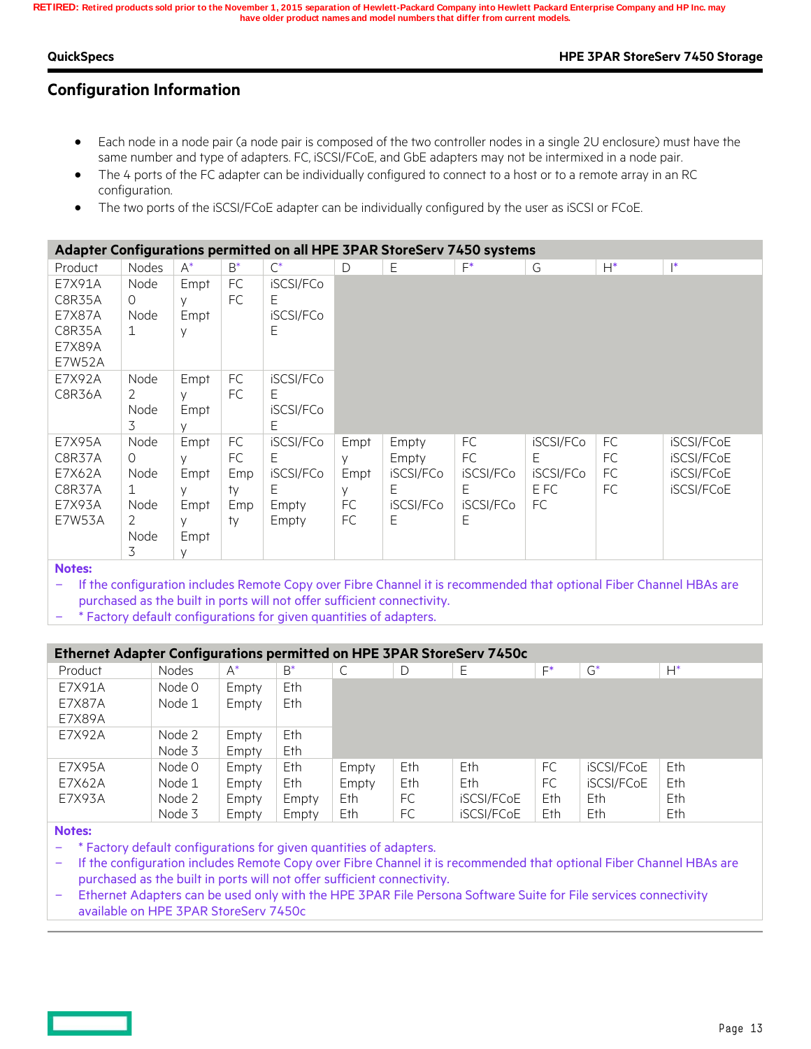RETIRED: Retired products sold prior to the November 1, 2015 separation of Hewlett-Packard Company into Hewlett Packard Enterprise Company and HP Inc. may have older product names and model numbers that differ from current models.

## Configuration Information

- Each node in a node pair (a node pair is composed of the two controller nodes in a single 2U enclosure) must have the same number and type of adapters. FC, iSCSI/FCoE, and GbE adapters may not be intermixed in a node pair.
- The 4 ports of the FC adapter can be individually configured to connect to a host or to a remote array in an RC configuration.
- The two ports of the iSCSI/FCoE adapter can be individually configured by the user as iSCSI or FCoE.

**Adapter Configurations permitted on all HPE 3PAR StoreServ 7450 systems**

| Product | Nodes | A* | B* | C* | D | E | F* | G | H* | I* |
|---|---|---|---|---|---|---|---|---|---|---|
| E7X91A C8R35A E7X87A C8R35A E7X89A E7W52A | Node 0<br>Node 1 | Empty<br>Empty | FC<br>FC | iSCSI/FCoE<br>iSCSI/FCoE | | | | | | |
| E7X92A C8R36A | Node 2<br>Node 3 | Empty<br>Empty | FC<br>FC | iSCSI/FCoE<br>iSCSI/FCoE | | | | | | |
| E7X95A C8R37A E7X62A C8R37A E7X93A E7W53A | Node 0<br>Node 1<br>Node 2<br>Node 3 | Empty<br>Empty<br>Empty<br>Empty | FC<br>FC<br>Empty<br>Empty | iSCSI/FCoE<br>iSCSI/FCoE<br>Empty<br>Empty | Empty<br>Empty<br>FC<br>FC | Empty<br>Empty<br>iSCSI/FCoE<br>iSCSI/FCoE | FC<br>FC<br>iSCSI/FCoE<br>iSCSI/FCoE | iSCSI/FCoE<br>iSCSI/FCoE<br>FC<br>FC | FC<br>FC<br>FC<br>FC | iSCSI/FCoE<br>iSCSI/FCoE<br>iSCSI/FCoE<br>iSCSI/FCoE |

**Notes:**
- If the configuration includes Remote Copy over Fibre Channel it is recommended that optional Fiber Channel HBAs are purchased as the built in ports will not offer sufficient connectivity.
- * Factory default configurations for given quantities of adapters.

**Ethernet Adapter Configurations permitted on HPE 3PAR StoreServ 7450c**

| Product | Nodes | A* | B* | C | D | E | F* | G* | H* |
|---|---|---|---|---|---|---|---|---|---|
| E7X91A E7X87A E7X89A | Node 0<br>Node 1 | Empty<br>Empty | Eth<br>Eth | | | | | | |
| E7X92A | Node 2<br>Node 3 | Empty<br>Empty | Eth<br>Eth | | | | | | |
| E7X95A E7X62A E7X93A | Node 0<br>Node 1<br>Node 2<br>Node 3 | Empty<br>Empty<br>Empty<br>Empty | Eth<br>Eth<br>Empty<br>Empty | Empty<br>Empty<br>Eth<br>Eth | Eth<br>Eth<br>FC<br>FC | Eth<br>Eth<br>iSCSI/FCoE<br>iSCSI/FCoE | FC<br>FC<br>Eth<br>Eth | iSCSI/FCoE<br>iSCSI/FCoE<br>Eth<br>Eth | Eth<br>Eth<br>Eth<br>Eth |

**Notes:**
- * Factory default configurations for given quantities of adapters.
- If the configuration includes Remote Copy over Fibre Channel it is recommended that optional Fiber Channel HBAs are purchased as the built in ports will not offer sufficient connectivity.
- Ethernet Adapters can be used only with the HPE 3PAR File Persona Software Suite for File services connectivity available on HPE 3PAR StoreServ 7450c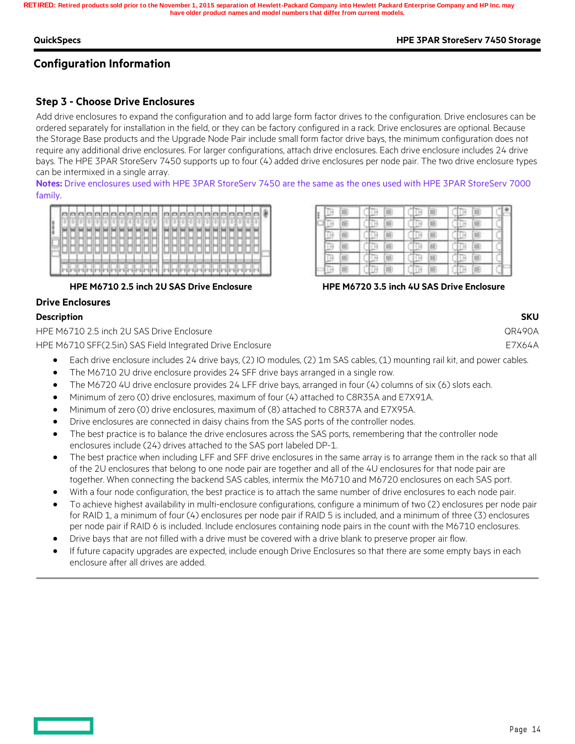## Configuration Information

### Step 3 - Choose Drive Enclosures

Add drive enclosures to expand the configuration and to add large form factor drives to the configuration. Drive enclosures can be ordered separately for installation in the field, or they can be factory configured in a rack. Drive enclosures are optional. Because the Storage Base products and the Upgrade Node Pair include small form factor drive bays, the minimum configuration does not require any additional drive enclosures. For larger configurations, attach drive enclosures. Each drive enclosure includes 24 drive bays. The HPE 3PAR StoreServ 7450 supports up to four (4) added drive enclosures per node pair. The two drive enclosure types can be intermixed in a single array.

**Notes:** Drive enclosures used with HPE 3PAR StoreServ 7450 are the same as the ones used with HPE 3PAR StoreServ 7000 family.

**HPE M6710 2.5 inch 2U SAS Drive Enclosure**

**HPE M6720 3.5 inch 4U SAS Drive Enclosure**

### Drive Enclosures

| Description | SKU |
|---|---|
| HPE M6710 2.5 inch 2U SAS Drive Enclosure | QR490A |
| HPE M6710 SFF(2.5in) SAS Field Integrated Drive Enclosure | E7X64A |

- Each drive enclosure includes 24 drive bays, (2) IO modules, (2) 1m SAS cables, (1) mounting rail kit, and power cables.
- The M6710 2U drive enclosure provides 24 SFF drive bays arranged in a single row.
- The M6720 4U drive enclosure provides 24 LFF drive bays, arranged in four (4) columns of six (6) slots each.
- Minimum of zero (0) drive enclosures, maximum of four (4) attached to C8R35A and E7X91A.
- Minimum of zero (0) drive enclosures, maximum of (8) attached to C8R37A and E7X95A.
- Drive enclosures are connected in daisy chains from the SAS ports of the controller nodes.
- The best practice is to balance the drive enclosures across the SAS ports, remembering that the controller node enclosures include (24) drives attached to the SAS port labeled DP-1.
- The best practice when including LFF and SFF drive enclosures in the same array is to arrange them in the rack so that all of the 2U enclosures that belong to one node pair are together and all of the 4U enclosures for that node pair are together. When connecting the backend SAS cables, intermix the M6710 and M6720 enclosures on each SAS port.
- With a four node configuration, the best practice is to attach the same number of drive enclosures to each node pair.
- To achieve highest availability in multi-enclosure configurations, configure a minimum of two (2) enclosures per node pair for RAID 1, a minimum of four (4) enclosures per node pair if RAID 5 is included, and a minimum of three (3) enclosures per node pair if RAID 6 is included. Include enclosures containing node pairs in the count with the M6710 enclosures.
- Drive bays that are not filled with a drive must be covered with a drive blank to preserve proper air flow.
- If future capacity upgrades are expected, include enough Drive Enclosures so that there are some empty bays in each enclosure after all drives are added.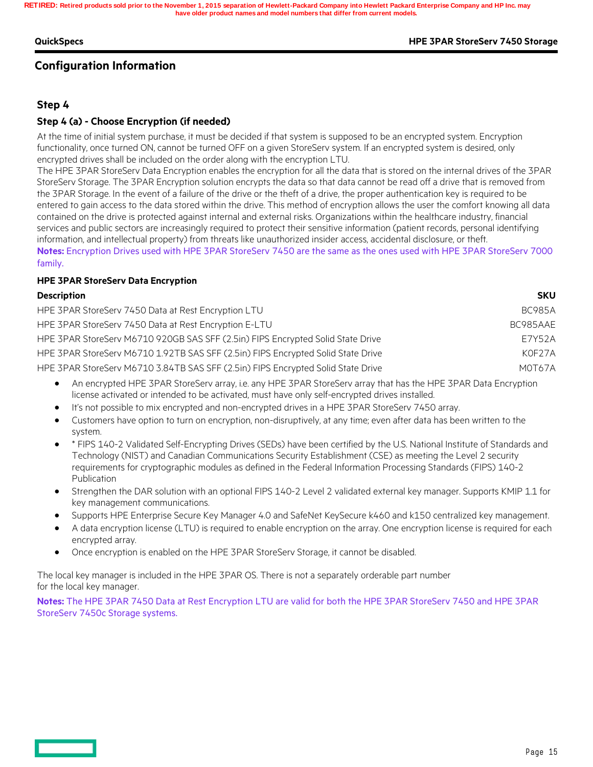## Configuration Information

### Step 4

### Step 4 (a) - Choose Encryption (if needed)

At the time of initial system purchase, it must be decided if that system is supposed to be an encrypted system. Encryption functionality, once turned ON, cannot be turned OFF on a given StoreServ system. If an encrypted system is desired, only encrypted drives shall be included on the order along with the encryption LTU.

The HPE 3PAR StoreServ Data Encryption enables the encryption for all the data that is stored on the internal drives of the 3PAR StoreServ Storage. The 3PAR Encryption solution encrypts the data so that data cannot be read off a drive that is removed from the 3PAR Storage. In the event of a failure of the drive or the theft of a drive, the proper authentication key is required to be entered to gain access to the data stored within the drive. This method of encryption allows the user the comfort knowing all data contained on the drive is protected against internal and external risks. Organizations within the healthcare industry, financial services and public sectors are increasingly required to protect their sensitive information (patient records, personal identifying information, and intellectual property) from threats like unauthorized insider access, accidental disclosure, or theft.

**Notes:** Encryption Drives used with HPE 3PAR StoreServ 7450 are the same as the ones used with HPE 3PAR StoreServ 7000 family.

**HPE 3PAR StoreServ Data Encryption**

| Description | SKU |
|---|---|
| HPE 3PAR StoreServ 7450 Data at Rest Encryption LTU | BC985A |
| HPE 3PAR StoreServ 7450 Data at Rest Encryption E-LTU | BC985AAE |
| HPE 3PAR StoreServ M6710 920GB SAS SFF (2.5in) FIPS Encrypted Solid State Drive | E7Y52A |
| HPE 3PAR StoreServ M6710 1.92TB SAS SFF (2.5in) FIPS Encrypted Solid State Drive | K0F27A |
| HPE 3PAR StoreServ M6710 3.84TB SAS SFF (2.5in) FIPS Encrypted Solid State Drive | M0T67A |

- An encrypted HPE 3PAR StoreServ array, i.e. any HPE 3PAR StoreServ array that has the HPE 3PAR Data Encryption license activated or intended to be activated, must have only self-encrypted drives installed.
- It's not possible to mix encrypted and non-encrypted drives in a HPE 3PAR StoreServ 7450 array.
- Customers have option to turn on encryption, non-disruptively, at any time; even after data has been written to the system.
- * FIPS 140-2 Validated Self-Encrypting Drives (SEDs) have been certified by the U.S. National Institute of Standards and Technology (NIST) and Canadian Communications Security Establishment (CSE) as meeting the Level 2 security requirements for cryptographic modules as defined in the Federal Information Processing Standards (FIPS) 140-2 Publication
- Strengthen the DAR solution with an optional FIPS 140-2 Level 2 validated external key manager. Supports KMIP 1.1 for key management communications.
- Supports HPE Enterprise Secure Key Manager 4.0 and SafeNet KeySecure k460 and k150 centralized key management.
- A data encryption license (LTU) is required to enable encryption on the array. One encryption license is required for each encrypted array.
- Once encryption is enabled on the HPE 3PAR StoreServ Storage, it cannot be disabled.

The local key manager is included in the HPE 3PAR OS. There is not a separately orderable part number for the local key manager.

**Notes:** The HPE 3PAR 7450 Data at Rest Encryption LTU are valid for both the HPE 3PAR StoreServ 7450 and HPE 3PAR StoreServ 7450c Storage systems.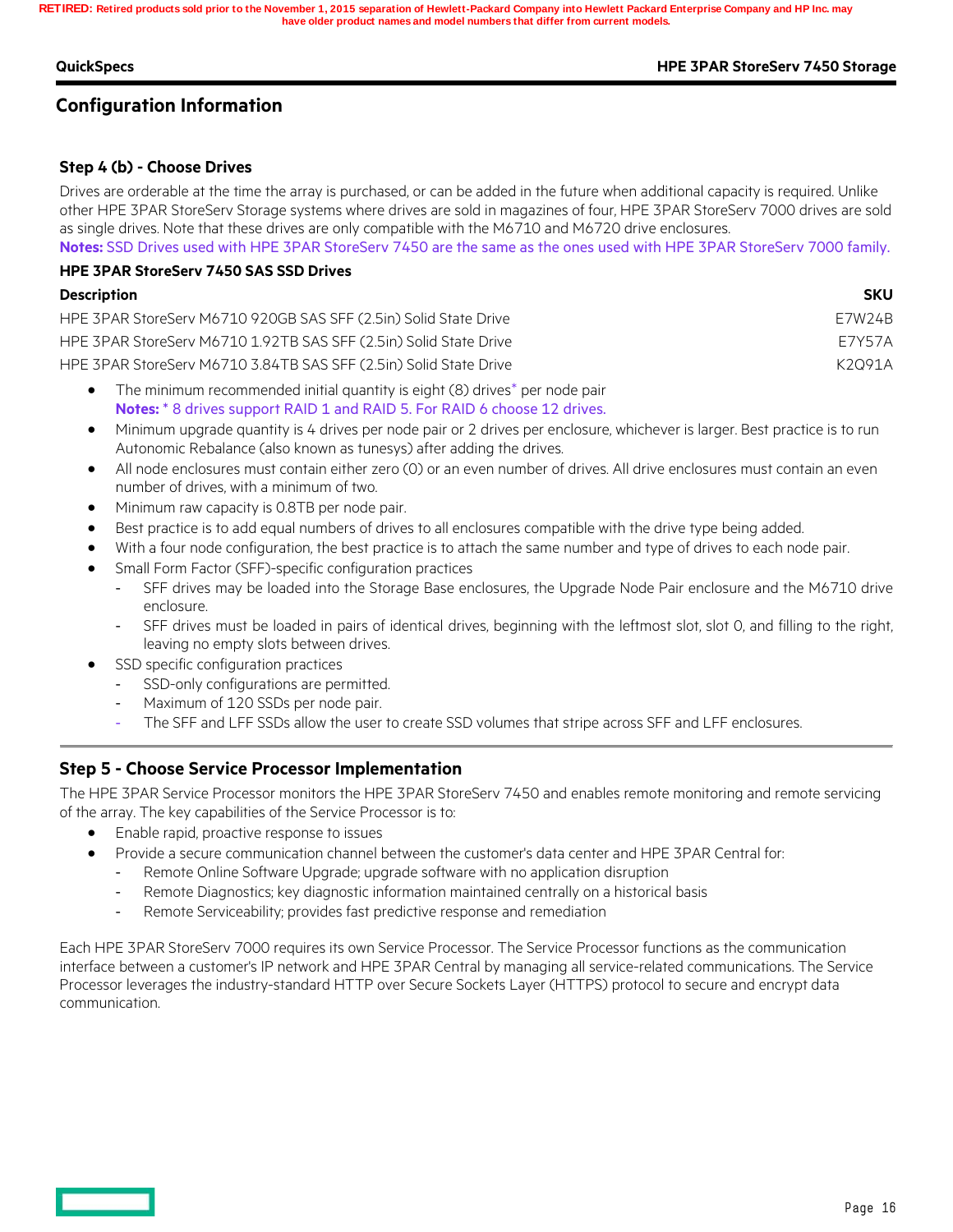## Configuration Information

### Step 4 (b) - Choose Drives

Drives are orderable at the time the array is purchased, or can be added in the future when additional capacity is required. Unlike other HPE 3PAR StoreServ Storage systems where drives are sold in magazines of four, HPE 3PAR StoreServ 7000 drives are sold as single drives. Note that these drives are only compatible with the M6710 and M6720 drive enclosures.

**Notes:** SSD Drives used with HPE 3PAR StoreServ 7450 are the same as the ones used with HPE 3PAR StoreServ 7000 family.

**HPE 3PAR StoreServ 7450 SAS SSD Drives**

| Description | SKU |
|---|---|
| HPE 3PAR StoreServ M6710 920GB SAS SFF (2.5in) Solid State Drive | E7W24B |
| HPE 3PAR StoreServ M6710 1.92TB SAS SFF (2.5in) Solid State Drive | E7Y57A |
| HPE 3PAR StoreServ M6710 3.84TB SAS SFF (2.5in) Solid State Drive | K2Q91A |

- The minimum recommended initial quantity is eight (8) drives* per node pair
  **Notes:** * 8 drives support RAID 1 and RAID 5. For RAID 6 choose 12 drives.
- Minimum upgrade quantity is 4 drives per node pair or 2 drives per enclosure, whichever is larger. Best practice is to run Autonomic Rebalance (also known as tunesys) after adding the drives.
- All node enclosures must contain either zero (0) or an even number of drives. All drive enclosures must contain an even number of drives, with a minimum of two.
- Minimum raw capacity is 0.8TB per node pair.
- Best practice is to add equal numbers of drives to all enclosures compatible with the drive type being added.
- With a four node configuration, the best practice is to attach the same number and type of drives to each node pair.
- Small Form Factor (SFF)-specific configuration practices
  - SFF drives may be loaded into the Storage Base enclosures, the Upgrade Node Pair enclosure and the M6710 drive enclosure.
  - SFF drives must be loaded in pairs of identical drives, beginning with the leftmost slot, slot 0, and filling to the right, leaving no empty slots between drives.
- SSD specific configuration practices
  - SSD-only configurations are permitted.
  - Maximum of 120 SSDs per node pair.
  - The SFF and LFF SSDs allow the user to create SSD volumes that stripe across SFF and LFF enclosures.

### Step 5 - Choose Service Processor Implementation

The HPE 3PAR Service Processor monitors the HPE 3PAR StoreServ 7450 and enables remote monitoring and remote servicing of the array. The key capabilities of the Service Processor is to:

- Enable rapid, proactive response to issues
- Provide a secure communication channel between the customer's data center and HPE 3PAR Central for:
  - Remote Online Software Upgrade; upgrade software with no application disruption
  - Remote Diagnostics; key diagnostic information maintained centrally on a historical basis
  - Remote Serviceability; provides fast predictive response and remediation

Each HPE 3PAR StoreServ 7000 requires its own Service Processor. The Service Processor functions as the communication interface between a customer's IP network and HPE 3PAR Central by managing all service-related communications. The Service Processor leverages the industry-standard HTTP over Secure Sockets Layer (HTTPS) protocol to secure and encrypt data communication.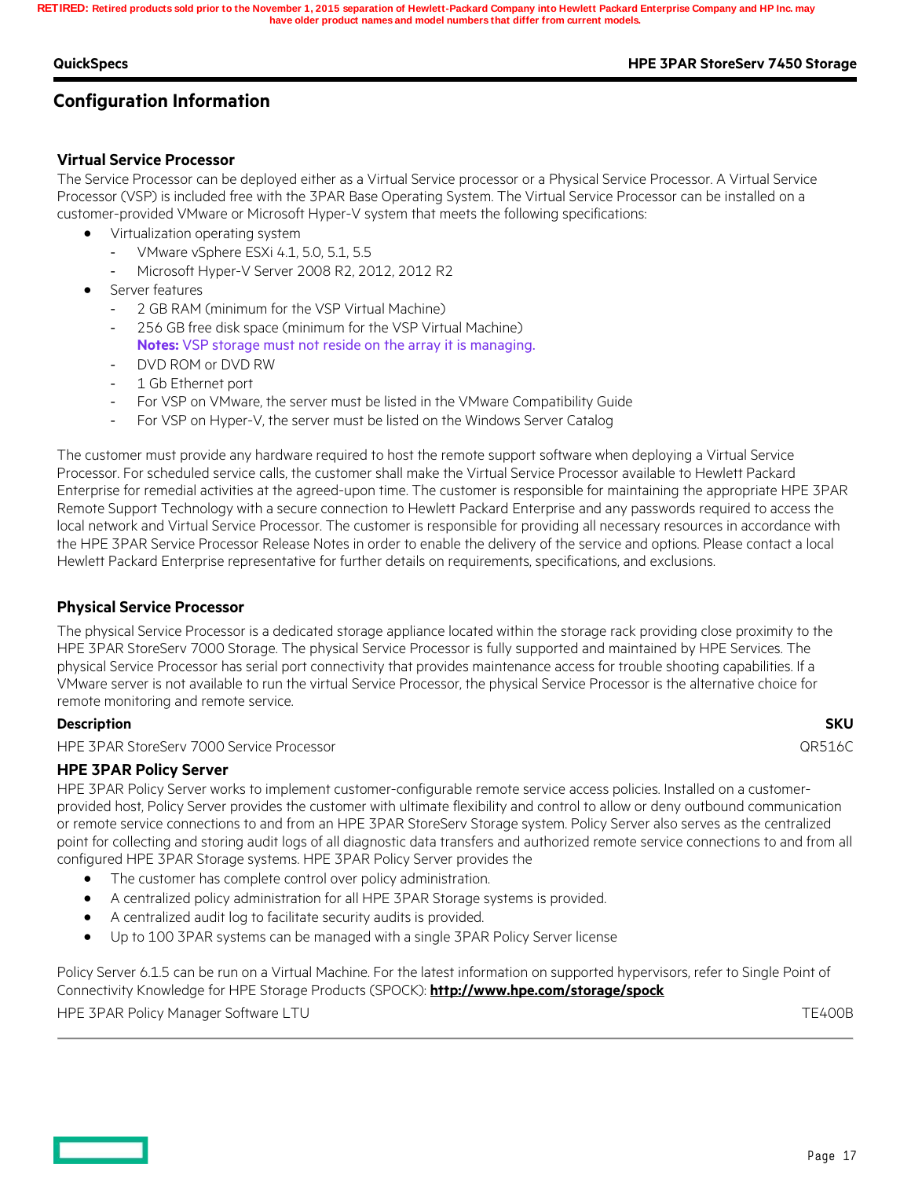## Configuration Information

### Virtual Service Processor

The Service Processor can be deployed either as a Virtual Service processor or a Physical Service Processor. A Virtual Service Processor (VSP) is included free with the 3PAR Base Operating System. The Virtual Service Processor can be installed on a customer-provided VMware or Microsoft Hyper-V system that meets the following specifications:

- Virtualization operating system
  - VMware vSphere ESXi 4.1, 5.0, 5.1, 5.5
  - Microsoft Hyper-V Server 2008 R2, 2012, 2012 R2
- Server features
  - 2 GB RAM (minimum for the VSP Virtual Machine)
  - 256 GB free disk space (minimum for the VSP Virtual Machine)
    **Notes:** VSP storage must not reside on the array it is managing.
  - DVD ROM or DVD RW
  - 1 Gb Ethernet port
  - For VSP on VMware, the server must be listed in the VMware Compatibility Guide
  - For VSP on Hyper-V, the server must be listed on the Windows Server Catalog

The customer must provide any hardware required to host the remote support software when deploying a Virtual Service Processor. For scheduled service calls, the customer shall make the Virtual Service Processor available to Hewlett Packard Enterprise for remedial activities at the agreed-upon time. The customer is responsible for maintaining the appropriate HPE 3PAR Remote Support Technology with a secure connection to Hewlett Packard Enterprise and any passwords required to access the local network and Virtual Service Processor. The customer is responsible for providing all necessary resources in accordance with the HPE 3PAR Service Processor Release Notes in order to enable the delivery of the service and options. Please contact a local Hewlett Packard Enterprise representative for further details on requirements, specifications, and exclusions.

### Physical Service Processor

The physical Service Processor is a dedicated storage appliance located within the storage rack providing close proximity to the HPE 3PAR StoreServ 7000 Storage. The physical Service Processor is fully supported and maintained by HPE Services. The physical Service Processor has serial port connectivity that provides maintenance access for trouble shooting capabilities. If a VMware server is not available to run the virtual Service Processor, the physical Service Processor is the alternative choice for remote monitoring and remote service.

| Description | SKU |
|---|---|
| HPE 3PAR StoreServ 7000 Service Processor | QR516C |

### HPE 3PAR Policy Server

HPE 3PAR Policy Server works to implement customer-configurable remote service access policies. Installed on a customer-provided host, Policy Server provides the customer with ultimate flexibility and control to allow or deny outbound communication or remote service connections to and from an HPE 3PAR StoreServ Storage system. Policy Server also serves as the centralized point for collecting and storing audit logs of all diagnostic data transfers and authorized remote service connections to and from all configured HPE 3PAR Storage systems. HPE 3PAR Policy Server provides the

- The customer has complete control over policy administration.
- A centralized policy administration for all HPE 3PAR Storage systems is provided.
- A centralized audit log to facilitate security audits is provided.
- Up to 100 3PAR systems can be managed with a single 3PAR Policy Server license

Policy Server 6.1.5 can be run on a Virtual Machine. For the latest information on supported hypervisors, refer to Single Point of Connectivity Knowledge for HPE Storage Products (SPOCK): **http://www.hpe.com/storage/spock**

| Description | SKU |
|---|---|
| HPE 3PAR Policy Manager Software LTU | TE400B |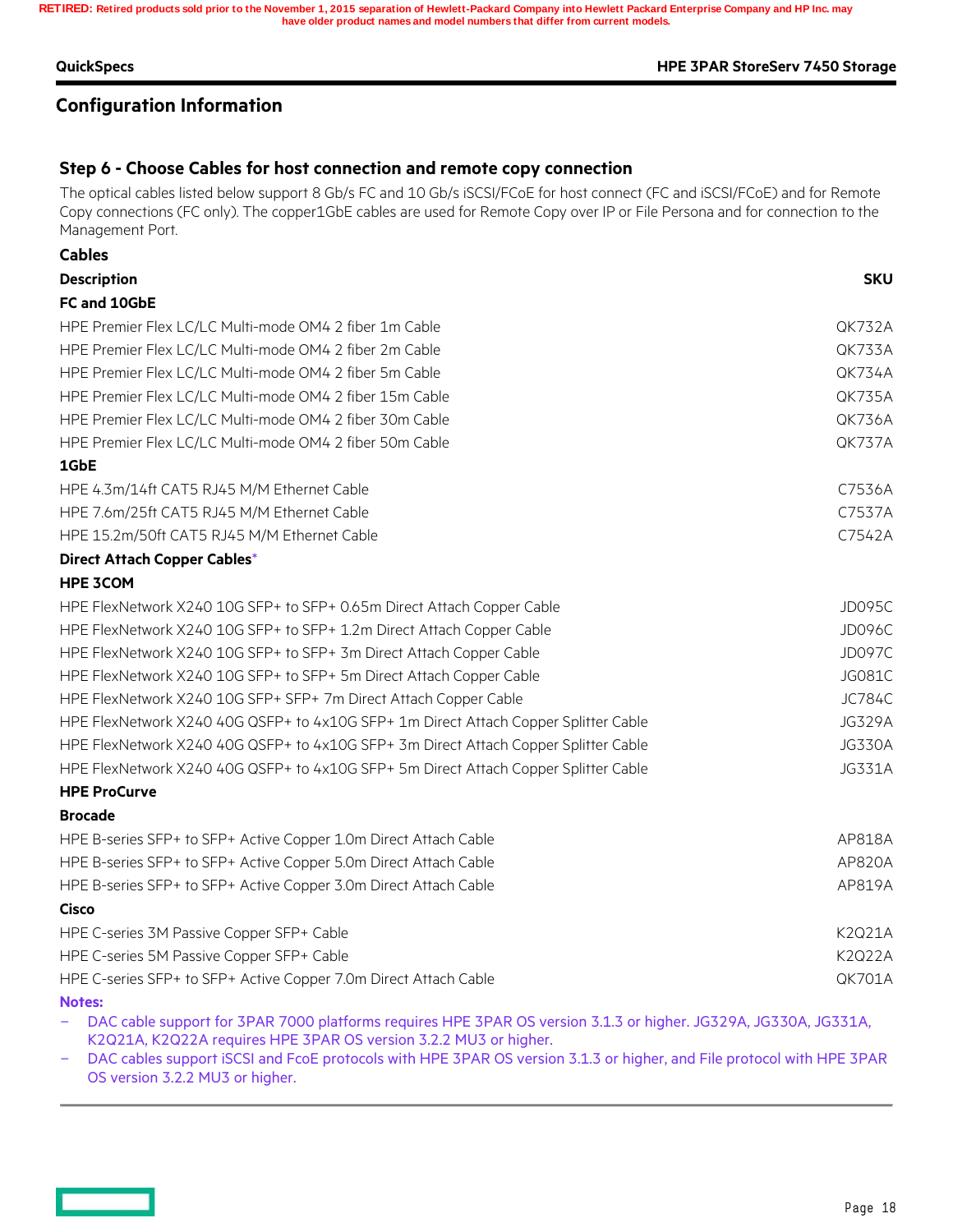RETIRED: Retired products sold prior to the November 1, 2015 separation of Hewlett-Packard Company into Hewlett Packard Enterprise Company and HP Inc. may have older product names and model numbers that differ from current models.

## Configuration Information

### Step 6 - Choose Cables for host connection and remote copy connection

The optical cables listed below support 8 Gb/s FC and 10 Gb/s iSCSI/FCoE for host connect (FC and iSCSI/FCoE) and for Remote Copy connections (FC only). The copper1GbE cables are used for Remote Copy over IP or File Persona and for connection to the Management Port.

**Cables**

| Description | SKU |
|---|---|
| **FC and 10GbE** | |
| HPE Premier Flex LC/LC Multi-mode OM4 2 fiber 1m Cable | QK732A |
| HPE Premier Flex LC/LC Multi-mode OM4 2 fiber 2m Cable | QK733A |
| HPE Premier Flex LC/LC Multi-mode OM4 2 fiber 5m Cable | QK734A |
| HPE Premier Flex LC/LC Multi-mode OM4 2 fiber 15m Cable | QK735A |
| HPE Premier Flex LC/LC Multi-mode OM4 2 fiber 30m Cable | QK736A |
| HPE Premier Flex LC/LC Multi-mode OM4 2 fiber 50m Cable | QK737A |
| **1GbE** | |
| HPE 4.3m/14ft CAT5 RJ45 M/M Ethernet Cable | C7536A |
| HPE 7.6m/25ft CAT5 RJ45 M/M Ethernet Cable | C7537A |
| HPE 15.2m/50ft CAT5 RJ45 M/M Ethernet Cable | C7542A |
| **Direct Attach Copper Cables*** | |
| **HPE 3COM** | |
| HPE FlexNetwork X240 10G SFP+ to SFP+ 0.65m Direct Attach Copper Cable | JD095C |
| HPE FlexNetwork X240 10G SFP+ to SFP+ 1.2m Direct Attach Copper Cable | JD096C |
| HPE FlexNetwork X240 10G SFP+ to SFP+ 3m Direct Attach Copper Cable | JD097C |
| HPE FlexNetwork X240 10G SFP+ to SFP+ 5m Direct Attach Copper Cable | JG081C |
| HPE FlexNetwork X240 10G SFP+ SFP+ 7m Direct Attach Copper Cable | JC784C |
| HPE FlexNetwork X240 40G QSFP+ to 4x10G SFP+ 1m Direct Attach Copper Splitter Cable | JG329A |
| HPE FlexNetwork X240 40G QSFP+ to 4x10G SFP+ 3m Direct Attach Copper Splitter Cable | JG330A |
| HPE FlexNetwork X240 40G QSFP+ to 4x10G SFP+ 5m Direct Attach Copper Splitter Cable | JG331A |
| **HPE ProCurve** | |
| **Brocade** | |
| HPE B-series SFP+ to SFP+ Active Copper 1.0m Direct Attach Cable | AP818A |
| HPE B-series SFP+ to SFP+ Active Copper 5.0m Direct Attach Cable | AP820A |
| HPE B-series SFP+ to SFP+ Active Copper 3.0m Direct Attach Cable | AP819A |
| **Cisco** | |
| HPE C-series 3M Passive Copper SFP+ Cable | K2Q21A |
| HPE C-series 5M Passive Copper SFP+ Cable | K2Q22A |
| HPE C-series SFP+ to SFP+ Active Copper 7.0m Direct Attach Cable | QK701A |

**Notes:**

- DAC cable support for 3PAR 7000 platforms requires HPE 3PAR OS version 3.1.3 or higher. JG329A, JG330A, JG331A, K2Q21A, K2Q22A requires HPE 3PAR OS version 3.2.2 MU3 or higher.
- DAC cables support iSCSI and FcoE protocols with HPE 3PAR OS version 3.1.3 or higher, and File protocol with HPE 3PAR OS version 3.2.2 MU3 or higher.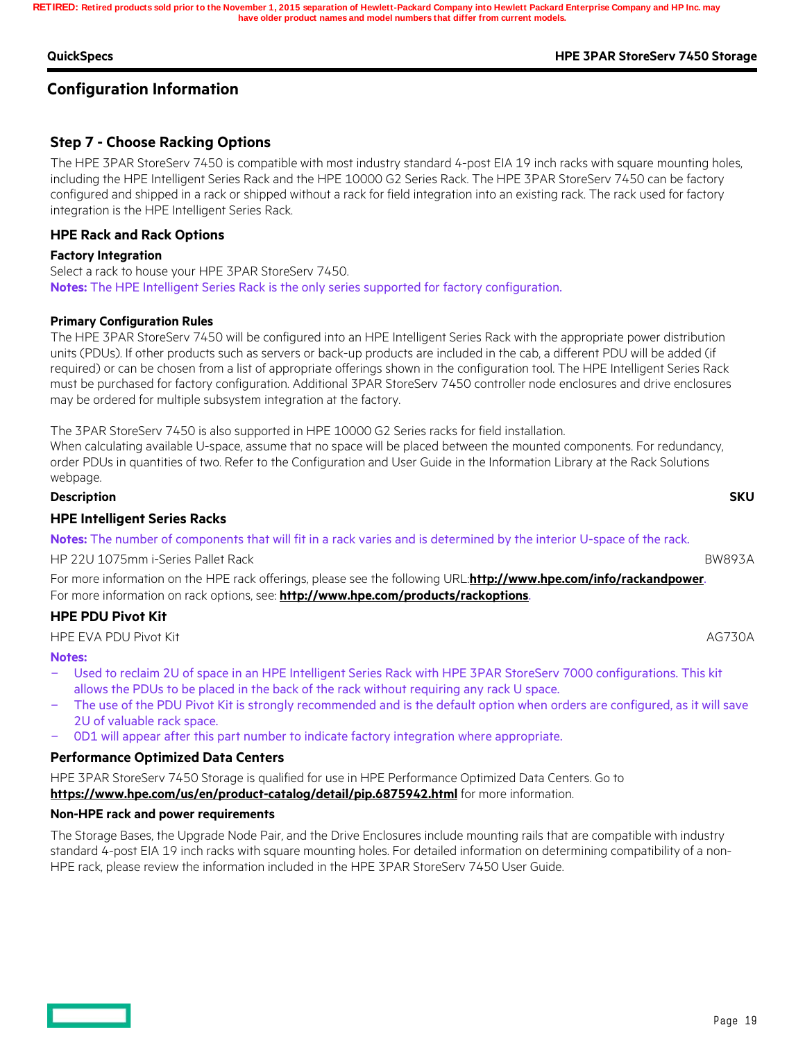## Configuration Information

### Step 7 - Choose Racking Options

The HPE 3PAR StoreServ 7450 is compatible with most industry standard 4-post EIA 19 inch racks with square mounting holes, including the HPE Intelligent Series Rack and the HPE 10000 G2 Series Rack. The HPE 3PAR StoreServ 7450 can be factory configured and shipped in a rack or shipped without a rack for field integration into an existing rack. The rack used for factory integration is the HPE Intelligent Series Rack.

### HPE Rack and Rack Options

**Factory Integration**

Select a rack to house your HPE 3PAR StoreServ 7450.

**Notes:** The HPE Intelligent Series Rack is the only series supported for factory configuration.

**Primary Configuration Rules**

The HPE 3PAR StoreServ 7450 will be configured into an HPE Intelligent Series Rack with the appropriate power distribution units (PDUs). If other products such as servers or back-up products are included in the cab, a different PDU will be added (if required) or can be chosen from a list of appropriate offerings shown in the configuration tool. The HPE Intelligent Series Rack must be purchased for factory configuration. Additional 3PAR StoreServ 7450 controller node enclosures and drive enclosures may be ordered for multiple subsystem integration at the factory.

The 3PAR StoreServ 7450 is also supported in HPE 10000 G2 Series racks for field installation.
When calculating available U-space, assume that no space will be placed between the mounted components. For redundancy, order PDUs in quantities of two. Refer to the Configuration and User Guide in the Information Library at the Rack Solutions webpage.

| Description | SKU |
|---|---|
| **HPE Intelligent Series Racks** | |
| **Notes:** The number of components that will fit in a rack varies and is determined by the interior U-space of the rack. | |
| HP 22U 1075mm i-Series Pallet Rack | BW893A |

For more information on the HPE rack offerings, please see the following URL:**http://www.hpe.com/info/rackandpower**.
For more information on rack options, see: **http://www.hpe.com/products/rackoptions**.

### HPE PDU Pivot Kit

| Description | SKU |
|---|---|
| HPE EVA PDU Pivot Kit | AG730A |

**Notes:**

- Used to reclaim 2U of space in an HPE Intelligent Series Rack with HPE 3PAR StoreServ 7000 configurations. This kit allows the PDUs to be placed in the back of the rack without requiring any rack U space.
- The use of the PDU Pivot Kit is strongly recommended and is the default option when orders are configured, as it will save 2U of valuable rack space.
- 0D1 will appear after this part number to indicate factory integration where appropriate.

### Performance Optimized Data Centers

HPE 3PAR StoreServ 7450 Storage is qualified for use in HPE Performance Optimized Data Centers. Go to **https://www.hpe.com/us/en/product-catalog/detail/pip.6875942.html** for more information.

**Non-HPE rack and power requirements**

The Storage Bases, the Upgrade Node Pair, and the Drive Enclosures include mounting rails that are compatible with industry standard 4-post EIA 19 inch racks with square mounting holes. For detailed information on determining compatibility of a non-HPE rack, please review the information included in the HPE 3PAR StoreServ 7450 User Guide.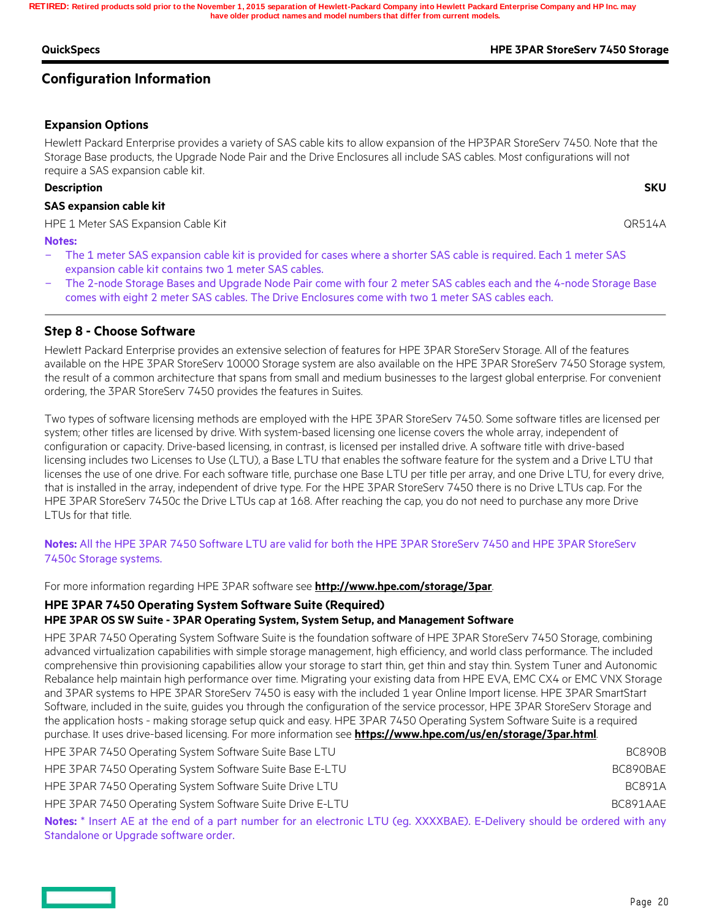## Configuration Information

### Expansion Options

Hewlett Packard Enterprise provides a variety of SAS cable kits to allow expansion of the HP3PAR StoreServ 7450. Note that the Storage Base products, the Upgrade Node Pair and the Drive Enclosures all include SAS cables. Most configurations will not require a SAS expansion cable kit.

| Description | SKU |
|---|---|
| **SAS expansion cable kit** | |
| HPE 1 Meter SAS Expansion Cable Kit | QR514A |

**Notes:**
- The 1 meter SAS expansion cable kit is provided for cases where a shorter SAS cable is required. Each 1 meter SAS expansion cable kit contains two 1 meter SAS cables.
- The 2-node Storage Bases and Upgrade Node Pair come with four 2 meter SAS cables each and the 4-node Storage Base comes with eight 2 meter SAS cables. The Drive Enclosures come with two 1 meter SAS cables each.

### Step 8 - Choose Software

Hewlett Packard Enterprise provides an extensive selection of features for HPE 3PAR StoreServ Storage. All of the features available on the HPE 3PAR StoreServ 10000 Storage system are also available on the HPE 3PAR StoreServ 7450 Storage system, the result of a common architecture that spans from small and medium businesses to the largest global enterprise. For convenient ordering, the 3PAR StoreServ 7450 provides the features in Suites.

Two types of software licensing methods are employed with the HPE 3PAR StoreServ 7450. Some software titles are licensed per system; other titles are licensed by drive. With system-based licensing one license covers the whole array, independent of configuration or capacity. Drive-based licensing, in contrast, is licensed per installed drive. A software title with drive-based licensing includes two Licenses to Use (LTU), a Base LTU that enables the software feature for the system and a Drive LTU that licenses the use of one drive. For each software title, purchase one Base LTU per title per array, and one Drive LTU, for every drive, that is installed in the array, independent of drive type. For the HPE 3PAR StoreServ 7450 there is no Drive LTUs cap. For the HPE 3PAR StoreServ 7450c the Drive LTUs cap at 168. After reaching the cap, you do not need to purchase any more Drive LTUs for that title.

**Notes:** All the HPE 3PAR 7450 Software LTU are valid for both the HPE 3PAR StoreServ 7450 and HPE 3PAR StoreServ 7450c Storage systems.

For more information regarding HPE 3PAR software see **http://www.hpe.com/storage/3par**.

#### HPE 3PAR 7450 Operating System Software Suite (Required)

**HPE 3PAR OS SW Suite - 3PAR Operating System, System Setup, and Management Software**

HPE 3PAR 7450 Operating System Software Suite is the foundation software of HPE 3PAR StoreServ 7450 Storage, combining advanced virtualization capabilities with simple storage management, high efficiency, and world class performance. The included comprehensive thin provisioning capabilities allow your storage to start thin, get thin and stay thin. System Tuner and Autonomic Rebalance help maintain high performance over time. Migrating your existing data from HPE EVA, EMC CX4 or EMC VNX Storage and 3PAR systems to HPE 3PAR StoreServ 7450 is easy with the included 1 year Online Import license. HPE 3PAR SmartStart Software, included in the suite, guides you through the configuration of the service processor, HPE 3PAR StoreServ Storage and the application hosts - making storage setup quick and easy. HPE 3PAR 7450 Operating System Software Suite is a required purchase. It uses drive-based licensing. For more information see **https://www.hpe.com/us/en/storage/3par.html**.

| Description | SKU |
|---|---|
| HPE 3PAR 7450 Operating System Software Suite Base LTU | BC890B |
| HPE 3PAR 7450 Operating System Software Suite Base E-LTU | BC890BAE |
| HPE 3PAR 7450 Operating System Software Suite Drive LTU | BC891A |
| HPE 3PAR 7450 Operating System Software Suite Drive E-LTU | BC891AAE |

**Notes:** * Insert AE at the end of a part number for an electronic LTU (eg. XXXXBAE). E-Delivery should be ordered with any Standalone or Upgrade software order.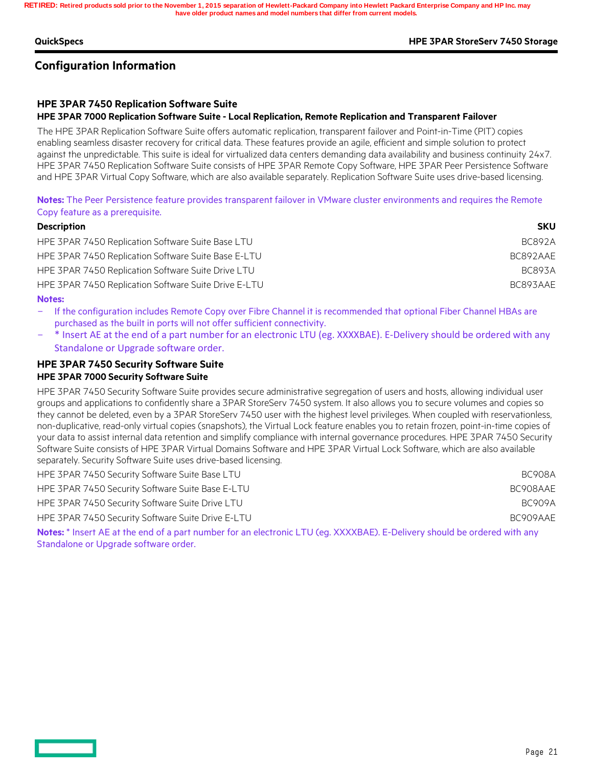## Configuration Information

### HPE 3PAR 7450 Replication Software Suite

#### HPE 3PAR 7000 Replication Software Suite - Local Replication, Remote Replication and Transparent Failover

The HPE 3PAR Replication Software Suite offers automatic replication, transparent failover and Point-in-Time (PIT) copies enabling seamless disaster recovery for critical data. These features provide an agile, efficient and simple solution to protect against the unpredictable. This suite is ideal for virtualized data centers demanding data availability and business continuity 24x7. HPE 3PAR 7450 Replication Software Suite consists of HPE 3PAR Remote Copy Software, HPE 3PAR Peer Persistence Software and HPE 3PAR Virtual Copy Software, which are also available separately. Replication Software Suite uses drive-based licensing.

**Notes:** The Peer Persistence feature provides transparent failover in VMware cluster environments and requires the Remote Copy feature as a prerequisite.

| Description | SKU |
|---|---|
| HPE 3PAR 7450 Replication Software Suite Base LTU | BC892A |
| HPE 3PAR 7450 Replication Software Suite Base E-LTU | BC892AAE |
| HPE 3PAR 7450 Replication Software Suite Drive LTU | BC893A |
| HPE 3PAR 7450 Replication Software Suite Drive E-LTU | BC893AAE |

**Notes:**

- If the configuration includes Remote Copy over Fibre Channel it is recommended that optional Fiber Channel HBAs are purchased as the built in ports will not offer sufficient connectivity.
- * Insert AE at the end of a part number for an electronic LTU (eg. XXXXBAE). E-Delivery should be ordered with any Standalone or Upgrade software order.

### HPE 3PAR 7450 Security Software Suite

#### HPE 3PAR 7000 Security Software Suite

HPE 3PAR 7450 Security Software Suite provides secure administrative segregation of users and hosts, allowing individual user groups and applications to confidently share a 3PAR StoreServ 7450 system. It also allows you to secure volumes and copies so they cannot be deleted, even by a 3PAR StoreServ 7450 user with the highest level privileges. When coupled with reservationless, non-duplicative, read-only virtual copies (snapshots), the Virtual Lock feature enables you to retain frozen, point-in-time copies of your data to assist internal data retention and simplify compliance with internal governance procedures. HPE 3PAR 7450 Security Software Suite consists of HPE 3PAR Virtual Domains Software and HPE 3PAR Virtual Lock Software, which are also available separately. Security Software Suite uses drive-based licensing.

| Description | SKU |
|---|---|
| HPE 3PAR 7450 Security Software Suite Base LTU | BC908A |
| HPE 3PAR 7450 Security Software Suite Base E-LTU | BC908AAE |
| HPE 3PAR 7450 Security Software Suite Drive LTU | BC909A |
| HPE 3PAR 7450 Security Software Suite Drive E-LTU | BC909AAE |

**Notes:** * Insert AE at the end of a part number for an electronic LTU (eg. XXXXBAE). E-Delivery should be ordered with any Standalone or Upgrade software order.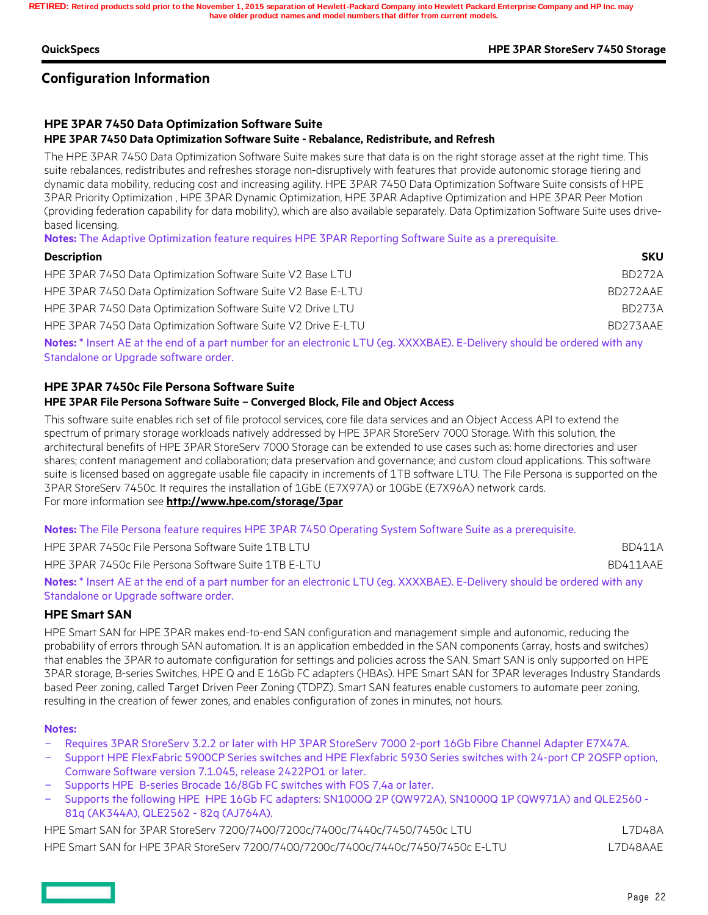## Configuration Information

### HPE 3PAR 7450 Data Optimization Software Suite

#### HPE 3PAR 7450 Data Optimization Software Suite - Rebalance, Redistribute, and Refresh

The HPE 3PAR 7450 Data Optimization Software Suite makes sure that data is on the right storage asset at the right time. This suite rebalances, redistributes and refreshes storage non-disruptively with features that provide autonomic storage tiering and dynamic data mobility, reducing cost and increasing agility. HPE 3PAR 7450 Data Optimization Software Suite consists of HPE 3PAR Priority Optimization , HPE 3PAR Dynamic Optimization, HPE 3PAR Adaptive Optimization and HPE 3PAR Peer Motion (providing federation capability for data mobility), which are also available separately. Data Optimization Software Suite uses drive-based licensing.

**Notes:** The Adaptive Optimization feature requires HPE 3PAR Reporting Software Suite as a prerequisite.

| Description | SKU |
|---|---|
| HPE 3PAR 7450 Data Optimization Software Suite V2 Base LTU | BD272A |
| HPE 3PAR 7450 Data Optimization Software Suite V2 Base E-LTU | BD272AAE |
| HPE 3PAR 7450 Data Optimization Software Suite V2 Drive LTU | BD273A |
| HPE 3PAR 7450 Data Optimization Software Suite V2 Drive E-LTU | BD273AAE |

**Notes:** * Insert AE at the end of a part number for an electronic LTU (eg. XXXXBAE). E-Delivery should be ordered with any Standalone or Upgrade software order.

### HPE 3PAR 7450c File Persona Software Suite

#### HPE 3PAR File Persona Software Suite – Converged Block, File and Object Access

This software suite enables rich set of file protocol services, core file data services and an Object Access API to extend the spectrum of primary storage workloads natively addressed by HPE 3PAR StoreServ 7000 Storage. With this solution, the architectural benefits of HPE 3PAR StoreServ 7000 Storage can be extended to use cases such as: home directories and user shares; content management and collaboration; data preservation and governance; and custom cloud applications. This software suite is licensed based on aggregate usable file capacity in increments of 1TB software LTU. The File Persona is supported on the 3PAR StoreServ 7450c. It requires the installation of 1GbE (E7X97A) or 10GbE (E7X96A) network cards.
For more information see **http://www.hpe.com/storage/3par**

**Notes:** The File Persona feature requires HPE 3PAR 7450 Operating System Software Suite as a prerequisite.

| Description | SKU |
|---|---|
| HPE 3PAR 7450c File Persona Software Suite 1TB LTU | BD411A |
| HPE 3PAR 7450c File Persona Software Suite 1TB E-LTU | BD411AAE |

**Notes:** * Insert AE at the end of a part number for an electronic LTU (eg. XXXXBAE). E-Delivery should be ordered with any Standalone or Upgrade software order.

### HPE Smart SAN

HPE Smart SAN for HPE 3PAR makes end-to-end SAN configuration and management simple and autonomic, reducing the probability of errors through SAN automation. It is an application embedded in the SAN components (array, hosts and switches) that enables the 3PAR to automate configuration for settings and policies across the SAN. Smart SAN is only supported on HPE 3PAR storage, B-series Switches, HPE Q and E 16Gb FC adapters (HBAs). HPE Smart SAN for 3PAR leverages Industry Standards based Peer zoning, called Target Driven Peer Zoning (TDPZ). Smart SAN features enable customers to automate peer zoning, resulting in the creation of fewer zones, and enables configuration of zones in minutes, not hours.

**Notes:**

- Requires 3PAR StoreServ 3.2.2 or later with HP 3PAR StoreServ 7000 2-port 16Gb Fibre Channel Adapter E7X47A.
- Support HPE FlexFabric 5900CP Series switches and HPE Flexfabric 5930 Series switches with 24-port CP 2QSFP option, Comware Software version 7.1.045, release 2422P01 or later.
- Supports HPE B-series Brocade 16/8Gb FC switches with FOS 7,4a or later.
- Supports the following HPE HPE 16Gb FC adapters: SN1000Q 2P (QW972A), SN1000Q 1P (QW971A) and QLE2560 - 81q (AK344A), QLE2562 - 82q (AJ764A).

| Description | SKU |
|---|---|
| HPE Smart SAN for 3PAR StoreServ 7200/7400/7200c/7400c/7440c/7450/7450c LTU | L7D48A |
| HPE Smart SAN for HPE 3PAR StoreServ 7200/7400/7200c/7400c/7440c/7450/7450c E-LTU | L7D48AAE |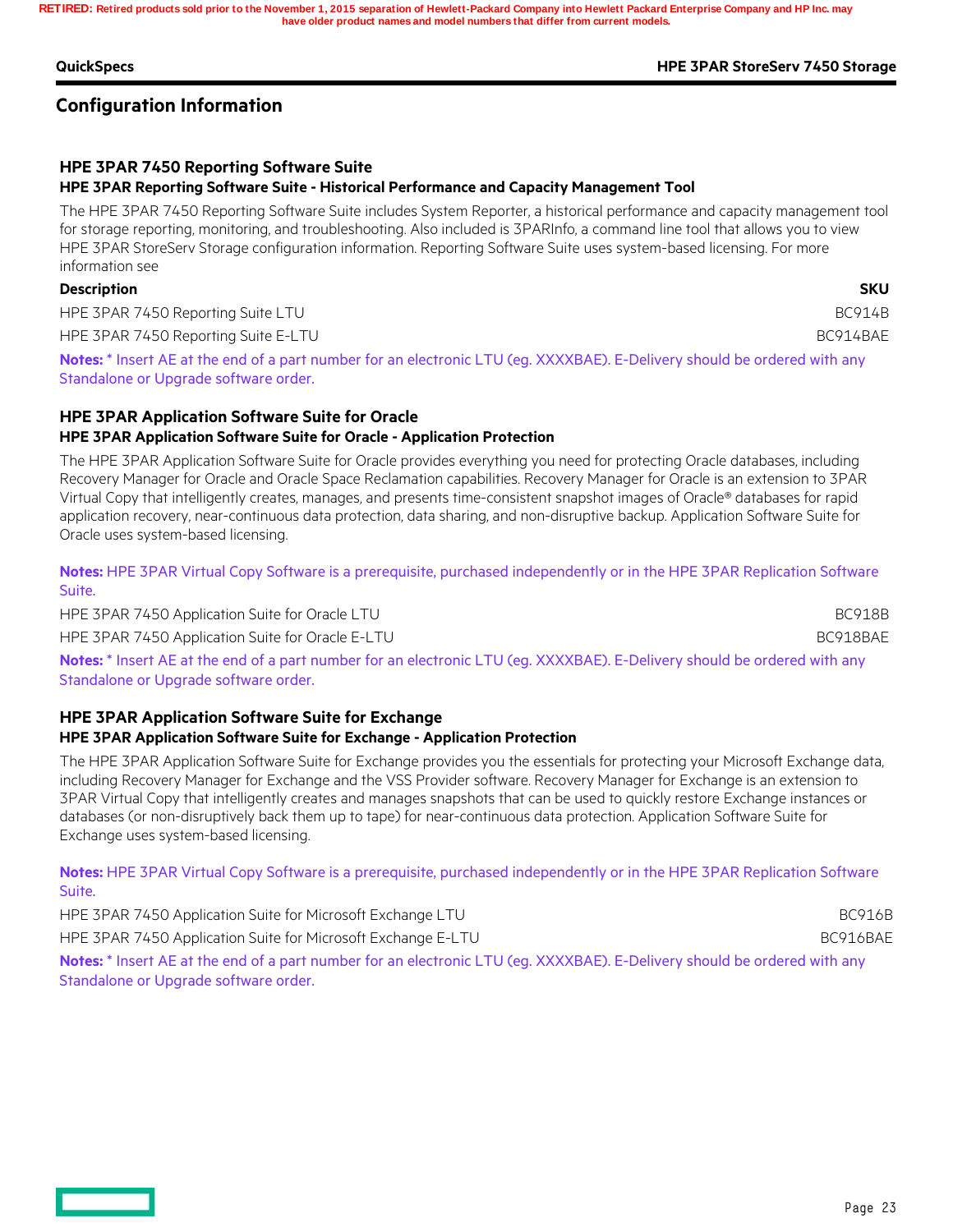## Configuration Information

### HPE 3PAR 7450 Reporting Software Suite

**HPE 3PAR Reporting Software Suite - Historical Performance and Capacity Management Tool**

The HPE 3PAR 7450 Reporting Software Suite includes System Reporter, a historical performance and capacity management tool for storage reporting, monitoring, and troubleshooting. Also included is 3PARInfo, a command line tool that allows you to view HPE 3PAR StoreServ Storage configuration information. Reporting Software Suite uses system-based licensing. For more information see

| Description | SKU |
|---|---|
| HPE 3PAR 7450 Reporting Suite LTU | BC914B |
| HPE 3PAR 7450 Reporting Suite E-LTU | BC914BAE |

**Notes:** * Insert AE at the end of a part number for an electronic LTU (eg. XXXXBAE). E-Delivery should be ordered with any Standalone or Upgrade software order.

### HPE 3PAR Application Software Suite for Oracle

**HPE 3PAR Application Software Suite for Oracle - Application Protection**

The HPE 3PAR Application Software Suite for Oracle provides everything you need for protecting Oracle databases, including Recovery Manager for Oracle and Oracle Space Reclamation capabilities. Recovery Manager for Oracle is an extension to 3PAR Virtual Copy that intelligently creates, manages, and presents time-consistent snapshot images of Oracle® databases for rapid application recovery, near-continuous data protection, data sharing, and non-disruptive backup. Application Software Suite for Oracle uses system-based licensing.

**Notes:** HPE 3PAR Virtual Copy Software is a prerequisite, purchased independently or in the HPE 3PAR Replication Software Suite.

| Description | SKU |
|---|---|
| HPE 3PAR 7450 Application Suite for Oracle LTU | BC918B |
| HPE 3PAR 7450 Application Suite for Oracle E-LTU | BC918BAE |

**Notes:** * Insert AE at the end of a part number for an electronic LTU (eg. XXXXBAE). E-Delivery should be ordered with any Standalone or Upgrade software order.

### HPE 3PAR Application Software Suite for Exchange

**HPE 3PAR Application Software Suite for Exchange - Application Protection**

The HPE 3PAR Application Software Suite for Exchange provides you the essentials for protecting your Microsoft Exchange data, including Recovery Manager for Exchange and the VSS Provider software. Recovery Manager for Exchange is an extension to 3PAR Virtual Copy that intelligently creates and manages snapshots that can be used to quickly restore Exchange instances or databases (or non-disruptively back them up to tape) for near-continuous data protection. Application Software Suite for Exchange uses system-based licensing.

**Notes:** HPE 3PAR Virtual Copy Software is a prerequisite, purchased independently or in the HPE 3PAR Replication Software Suite.

| Description | SKU |
|---|---|
| HPE 3PAR 7450 Application Suite for Microsoft Exchange LTU | BC916B |
| HPE 3PAR 7450 Application Suite for Microsoft Exchange E-LTU | BC916BAE |

**Notes:** * Insert AE at the end of a part number for an electronic LTU (eg. XXXXBAE). E-Delivery should be ordered with any Standalone or Upgrade software order.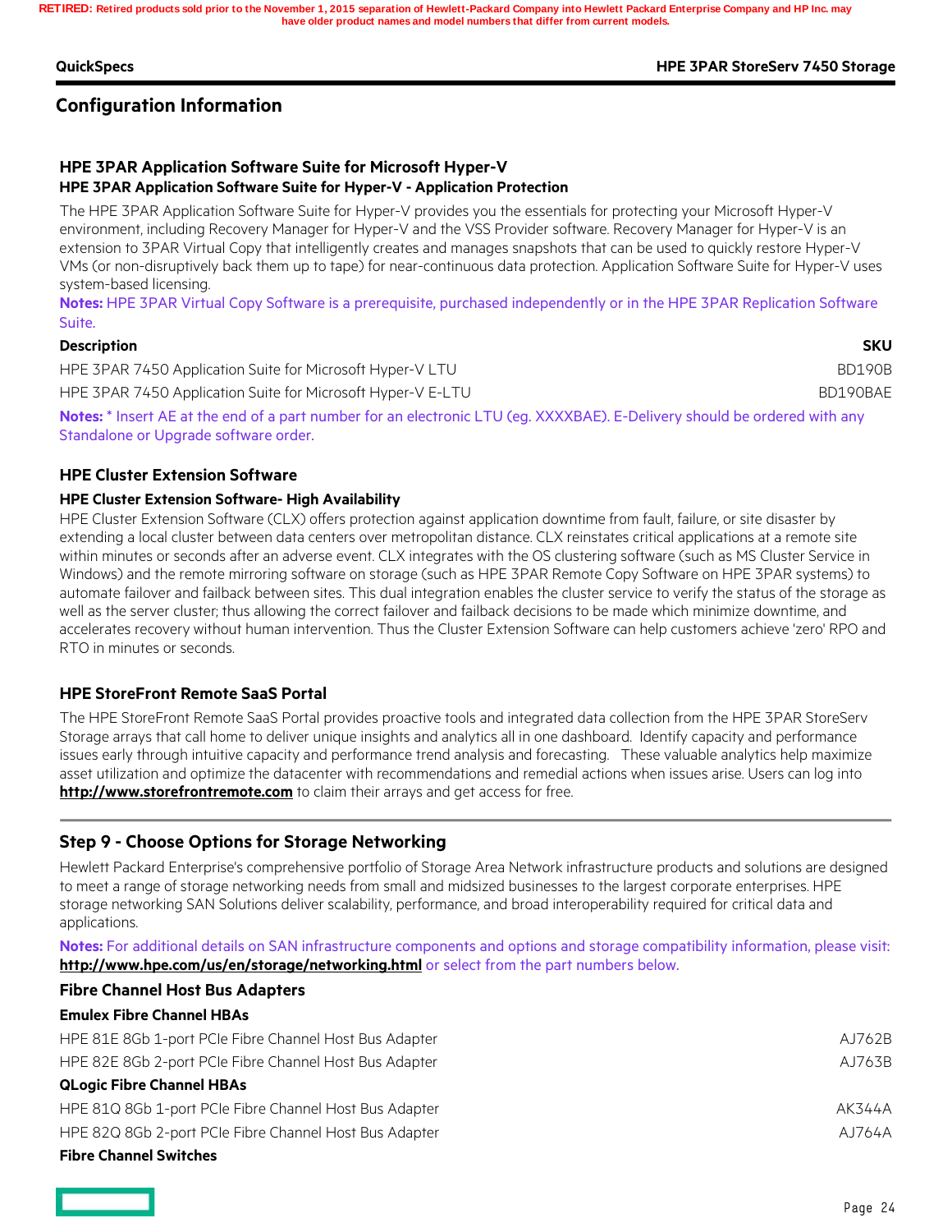## Configuration Information

### HPE 3PAR Application Software Suite for Microsoft Hyper-V

**HPE 3PAR Application Software Suite for Hyper-V - Application Protection**

The HPE 3PAR Application Software Suite for Hyper-V provides you the essentials for protecting your Microsoft Hyper-V environment, including Recovery Manager for Hyper-V and the VSS Provider software. Recovery Manager for Hyper-V is an extension to 3PAR Virtual Copy that intelligently creates and manages snapshots that can be used to quickly restore Hyper-V VMs (or non-disruptively back them up to tape) for near-continuous data protection. Application Software Suite for Hyper-V uses system-based licensing.

**Notes:** HPE 3PAR Virtual Copy Software is a prerequisite, purchased independently or in the HPE 3PAR Replication Software Suite.

| Description | SKU |
|---|---|
| HPE 3PAR 7450 Application Suite for Microsoft Hyper-V LTU | BD190B |
| HPE 3PAR 7450 Application Suite for Microsoft Hyper-V E-LTU | BD190BAE |

**Notes:** * Insert AE at the end of a part number for an electronic LTU (eg. XXXXBAE). E-Delivery should be ordered with any Standalone or Upgrade software order.

### HPE Cluster Extension Software

**HPE Cluster Extension Software- High Availability**

HPE Cluster Extension Software (CLX) offers protection against application downtime from fault, failure, or site disaster by extending a local cluster between data centers over metropolitan distance. CLX reinstates critical applications at a remote site within minutes or seconds after an adverse event. CLX integrates with the OS clustering software (such as MS Cluster Service in Windows) and the remote mirroring software on storage (such as HPE 3PAR Remote Copy Software on HPE 3PAR systems) to automate failover and failback between sites. This dual integration enables the cluster service to verify the status of the storage as well as the server cluster; thus allowing the correct failover and failback decisions to be made which minimize downtime, and accelerates recovery without human intervention. Thus the Cluster Extension Software can help customers achieve 'zero' RPO and RTO in minutes or seconds.

### HPE StoreFront Remote SaaS Portal

The HPE StoreFront Remote SaaS Portal provides proactive tools and integrated data collection from the HPE 3PAR StoreServ Storage arrays that call home to deliver unique insights and analytics all in one dashboard. Identify capacity and performance issues early through intuitive capacity and performance trend analysis and forecasting. These valuable analytics help maximize asset utilization and optimize the datacenter with recommendations and remedial actions when issues arise. Users can log into **http://www.storefrontremote.com** to claim their arrays and get access for free.

---

### Step 9 - Choose Options for Storage Networking

Hewlett Packard Enterprise's comprehensive portfolio of Storage Area Network infrastructure products and solutions are designed to meet a range of storage networking needs from small and midsized businesses to the largest corporate enterprises. HPE storage networking SAN Solutions deliver scalability, performance, and broad interoperability required for critical data and applications.

**Notes:** For additional details on SAN infrastructure components and options and storage compatibility information, please visit: **http://www.hpe.com/us/en/storage/networking.html** or select from the part numbers below.

#### Fibre Channel Host Bus Adapters

**Emulex Fibre Channel HBAs**

| | |
|---|---|
| HPE 81E 8Gb 1-port PCIe Fibre Channel Host Bus Adapter | AJ762B |
| HPE 82E 8Gb 2-port PCIe Fibre Channel Host Bus Adapter | AJ763B |

**QLogic Fibre Channel HBAs**

| | |
|---|---|
| HPE 81Q 8Gb 1-port PCIe Fibre Channel Host Bus Adapter | AK344A |
| HPE 82Q 8Gb 2-port PCIe Fibre Channel Host Bus Adapter | AJ764A |

#### Fibre Channel Switches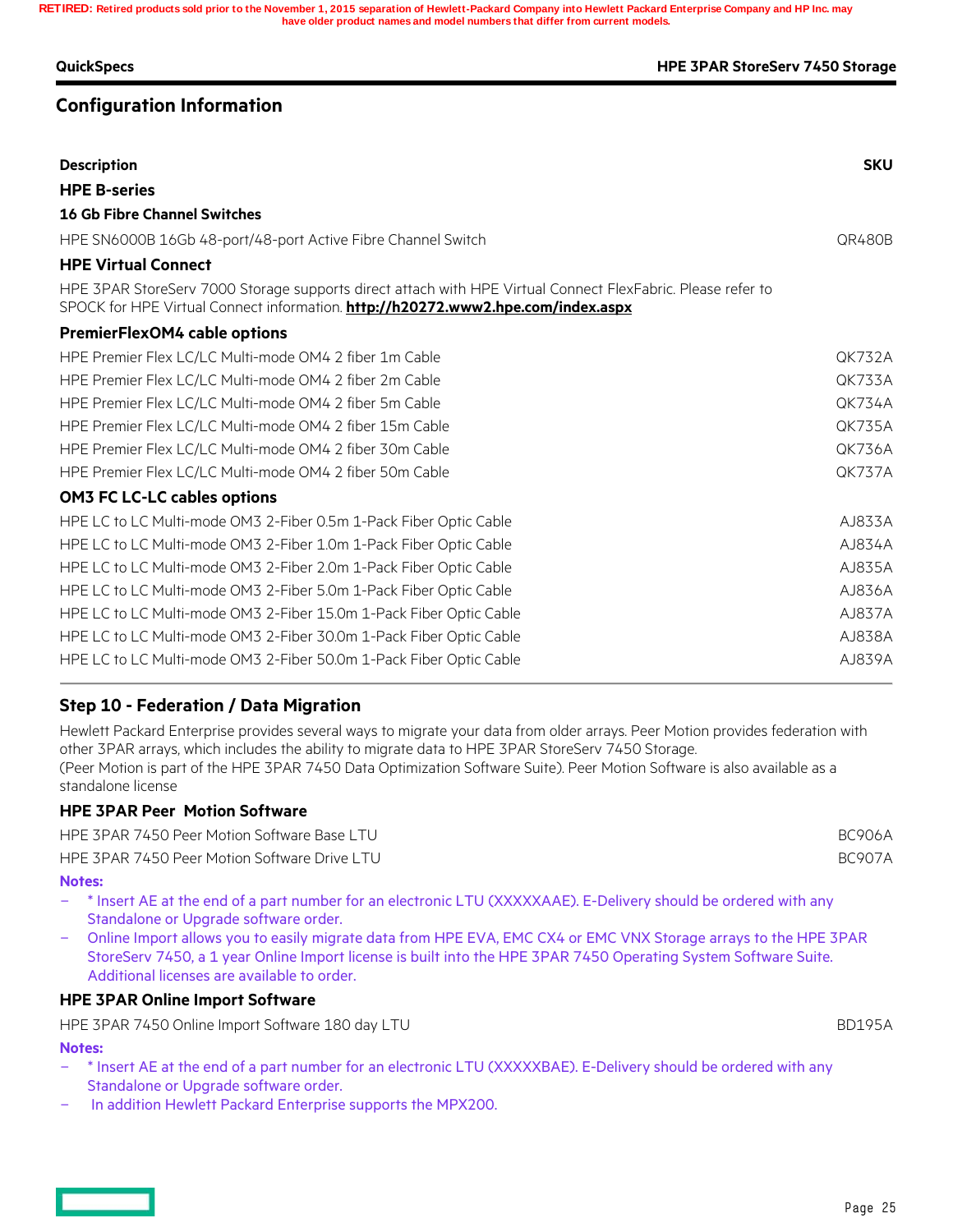**RETIRED: Retired products sold prior to the November 1, 2015 separation of Hewlett-Packard Company into Hewlett Packard Enterprise Company and HP Inc. may have older product names and model numbers that differ from current models.**

## Configuration Information

| Description | SKU |
|---|---|
| **HPE B-series** | |
| **16 Gb Fibre Channel Switches** | |
| HPE SN6000B 16Gb 48-port/48-port Active Fibre Channel Switch | QR480B |
| **HPE Virtual Connect** | |
| HPE 3PAR StoreServ 7000 Storage supports direct attach with HPE Virtual Connect FlexFabric. Please refer to SPOCK for HPE Virtual Connect information. **http://h20272.www2.hpe.com/index.aspx** | |
| **PremierFlexOM4 cable options** | |
| HPE Premier Flex LC/LC Multi-mode OM4 2 fiber 1m Cable | QK732A |
| HPE Premier Flex LC/LC Multi-mode OM4 2 fiber 2m Cable | QK733A |
| HPE Premier Flex LC/LC Multi-mode OM4 2 fiber 5m Cable | QK734A |
| HPE Premier Flex LC/LC Multi-mode OM4 2 fiber 15m Cable | QK735A |
| HPE Premier Flex LC/LC Multi-mode OM4 2 fiber 30m Cable | QK736A |
| HPE Premier Flex LC/LC Multi-mode OM4 2 fiber 50m Cable | QK737A |
| **OM3 FC LC-LC cables options** | |
| HPE LC to LC Multi-mode OM3 2-Fiber 0.5m 1-Pack Fiber Optic Cable | AJ833A |
| HPE LC to LC Multi-mode OM3 2-Fiber 1.0m 1-Pack Fiber Optic Cable | AJ834A |
| HPE LC to LC Multi-mode OM3 2-Fiber 2.0m 1-Pack Fiber Optic Cable | AJ835A |
| HPE LC to LC Multi-mode OM3 2-Fiber 5.0m 1-Pack Fiber Optic Cable | AJ836A |
| HPE LC to LC Multi-mode OM3 2-Fiber 15.0m 1-Pack Fiber Optic Cable | AJ837A |
| HPE LC to LC Multi-mode OM3 2-Fiber 30.0m 1-Pack Fiber Optic Cable | AJ838A |
| HPE LC to LC Multi-mode OM3 2-Fiber 50.0m 1-Pack Fiber Optic Cable | AJ839A |

### Step 10 - Federation / Data Migration

Hewlett Packard Enterprise provides several ways to migrate your data from older arrays. Peer Motion provides federation with other 3PAR arrays, which includes the ability to migrate data to HPE 3PAR StoreServ 7450 Storage.
(Peer Motion is part of the HPE 3PAR 7450 Data Optimization Software Suite). Peer Motion Software is also available as a standalone license

| **HPE 3PAR Peer Motion Software** | |
|---|---|
| HPE 3PAR 7450 Peer Motion Software Base LTU | BC906A |
| HPE 3PAR 7450 Peer Motion Software Drive LTU | BC907A |

**Notes:**

- * Insert AE at the end of a part number for an electronic LTU (XXXXXAAE). E-Delivery should be ordered with any Standalone or Upgrade software order.
- Online Import allows you to easily migrate data from HPE EVA, EMC CX4 or EMC VNX Storage arrays to the HPE 3PAR StoreServ 7450, a 1 year Online Import license is built into the HPE 3PAR 7450 Operating System Software Suite. Additional licenses are available to order.

| **HPE 3PAR Online Import Software** | |
|---|---|
| HPE 3PAR 7450 Online Import Software 180 day LTU | BD195A |

**Notes:**

- * Insert AE at the end of a part number for an electronic LTU (XXXXXBAE). E-Delivery should be ordered with any Standalone or Upgrade software order.
- In addition Hewlett Packard Enterprise supports the MPX200.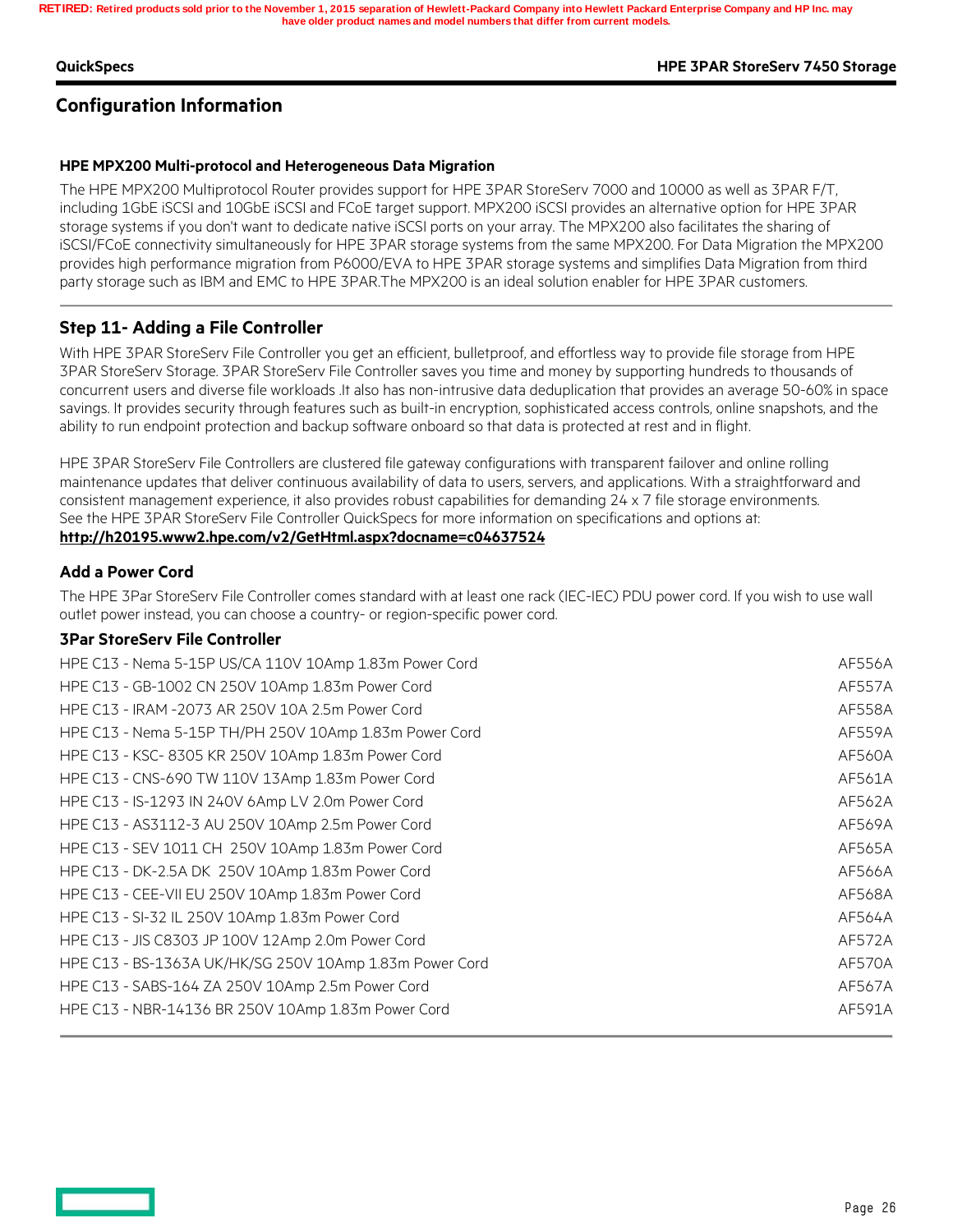## Configuration Information

### HPE MPX200 Multi-protocol and Heterogeneous Data Migration

The HPE MPX200 Multiprotocol Router provides support for HPE 3PAR StoreServ 7000 and 10000 as well as 3PAR F/T, including 1GbE iSCSI and 10GbE iSCSI and FCoE target support. MPX200 iSCSI provides an alternative option for HPE 3PAR storage systems if you don't want to dedicate native iSCSI ports on your array. The MPX200 also facilitates the sharing of iSCSI/FCoE connectivity simultaneously for HPE 3PAR storage systems from the same MPX200. For Data Migration the MPX200 provides high performance migration from P6000/EVA to HPE 3PAR storage systems and simplifies Data Migration from third party storage such as IBM and EMC to HPE 3PAR.The MPX200 is an ideal solution enabler for HPE 3PAR customers.

---

### Step 11- Adding a File Controller

With HPE 3PAR StoreServ File Controller you get an efficient, bulletproof, and effortless way to provide file storage from HPE 3PAR StoreServ Storage. 3PAR StoreServ File Controller saves you time and money by supporting hundreds to thousands of concurrent users and diverse file workloads .It also has non-intrusive data deduplication that provides an average 50-60% in space savings. It provides security through features such as built-in encryption, sophisticated access controls, online snapshots, and the ability to run endpoint protection and backup software onboard so that data is protected at rest and in flight.

HPE 3PAR StoreServ File Controllers are clustered file gateway configurations with transparent failover and online rolling maintenance updates that deliver continuous availability of data to users, servers, and applications. With a straightforward and consistent management experience, it also provides robust capabilities for demanding 24 x 7 file storage environments.
See the HPE 3PAR StoreServ File Controller QuickSpecs for more information on specifications and options at:
**http://h20195.www2.hpe.com/v2/GetHtml.aspx?docname=c04637524**

### Add a Power Cord

The HPE 3Par StoreServ File Controller comes standard with at least one rack (IEC-IEC) PDU power cord. If you wish to use wall outlet power instead, you can choose a country- or region-specific power cord.

**3Par StoreServ File Controller**

| | |
|---|---|
| HPE C13 - Nema 5-15P US/CA 110V 10Amp 1.83m Power Cord | AF556A |
| HPE C13 - GB-1002 CN 250V 10Amp 1.83m Power Cord | AF557A |
| HPE C13 - IRAM -2073 AR 250V 10A 2.5m Power Cord | AF558A |
| HPE C13 - Nema 5-15P TH/PH 250V 10Amp 1.83m Power Cord | AF559A |
| HPE C13 - KSC- 8305 KR 250V 10Amp 1.83m Power Cord | AF560A |
| HPE C13 - CNS-690 TW 110V 13Amp 1.83m Power Cord | AF561A |
| HPE C13 - IS-1293 IN 240V 6Amp LV 2.0m Power Cord | AF562A |
| HPE C13 - AS3112-3 AU 250V 10Amp 2.5m Power Cord | AF569A |
| HPE C13 - SEV 1011 CH 250V 10Amp 1.83m Power Cord | AF565A |
| HPE C13 - DK-2.5A DK 250V 10Amp 1.83m Power Cord | AF566A |
| HPE C13 - CEE-VII EU 250V 10Amp 1.83m Power Cord | AF568A |
| HPE C13 - SI-32 IL 250V 10Amp 1.83m Power Cord | AF564A |
| HPE C13 - JIS C8303 JP 100V 12Amp 2.0m Power Cord | AF572A |
| HPE C13 - BS-1363A UK/HK/SG 250V 10Amp 1.83m Power Cord | AF570A |
| HPE C13 - SABS-164 ZA 250V 10Amp 2.5m Power Cord | AF567A |
| HPE C13 - NBR-14136 BR 250V 10Amp 1.83m Power Cord | AF591A |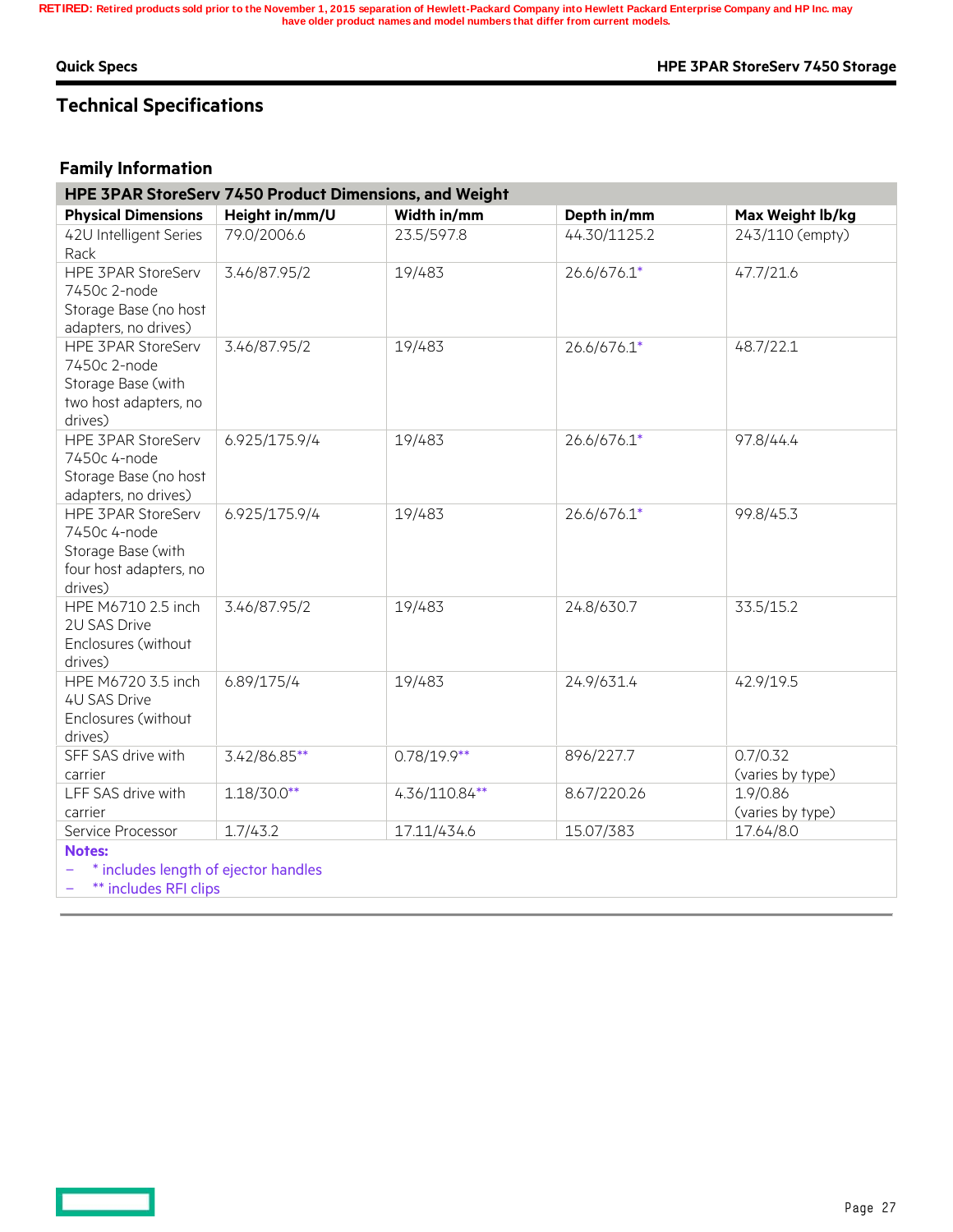RETIRED: Retired products sold prior to the November 1, 2015 separation of Hewlett-Packard Company into Hewlett Packard Enterprise Company and HP Inc. may have older product names and model numbers that differ from current models.

## Technical Specifications

### Family Information

| HPE 3PAR StoreServ 7450 Product Dimensions, and Weight | | | | |
|---|---|---|---|---|
| **Physical Dimensions** | **Height in/mm/U** | **Width in/mm** | **Depth in/mm** | **Max Weight lb/kg** |
| 42U Intelligent Series Rack | 79.0/2006.6 | 23.5/597.8 | 44.30/1125.2 | 243/110 (empty) |
| HPE 3PAR StoreServ 7450c 2-node Storage Base (no host adapters, no drives) | 3.46/87.95/2 | 19/483 | 26.6/676.1* | 47.7/21.6 |
| HPE 3PAR StoreServ 7450c 2-node Storage Base (with two host adapters, no drives) | 3.46/87.95/2 | 19/483 | 26.6/676.1* | 48.7/22.1 |
| HPE 3PAR StoreServ 7450c 4-node Storage Base (no host adapters, no drives) | 6.925/175.9/4 | 19/483 | 26.6/676.1* | 97.8/44.4 |
| HPE 3PAR StoreServ 7450c 4-node Storage Base (with four host adapters, no drives) | 6.925/175.9/4 | 19/483 | 26.6/676.1* | 99.8/45.3 |
| HPE M6710 2.5 inch 2U SAS Drive Enclosures (without drives) | 3.46/87.95/2 | 19/483 | 24.8/630.7 | 33.5/15.2 |
| HPE M6720 3.5 inch 4U SAS Drive Enclosures (without drives) | 6.89/175/4 | 19/483 | 24.9/631.4 | 42.9/19.5 |
| SFF SAS drive with carrier | 3.42/86.85** | 0.78/19.9** | 896/227.7 | 0.7/0.32 (varies by type) |
| LFF SAS drive with carrier | 1.18/30.0** | 4.36/110.84** | 8.67/220.26 | 1.9/0.86 (varies by type) |
| Service Processor | 1.7/43.2 | 17.11/434.6 | 15.07/383 | 17.64/8.0 |

**Notes:**
- * includes length of ejector handles
- ** includes RFI clips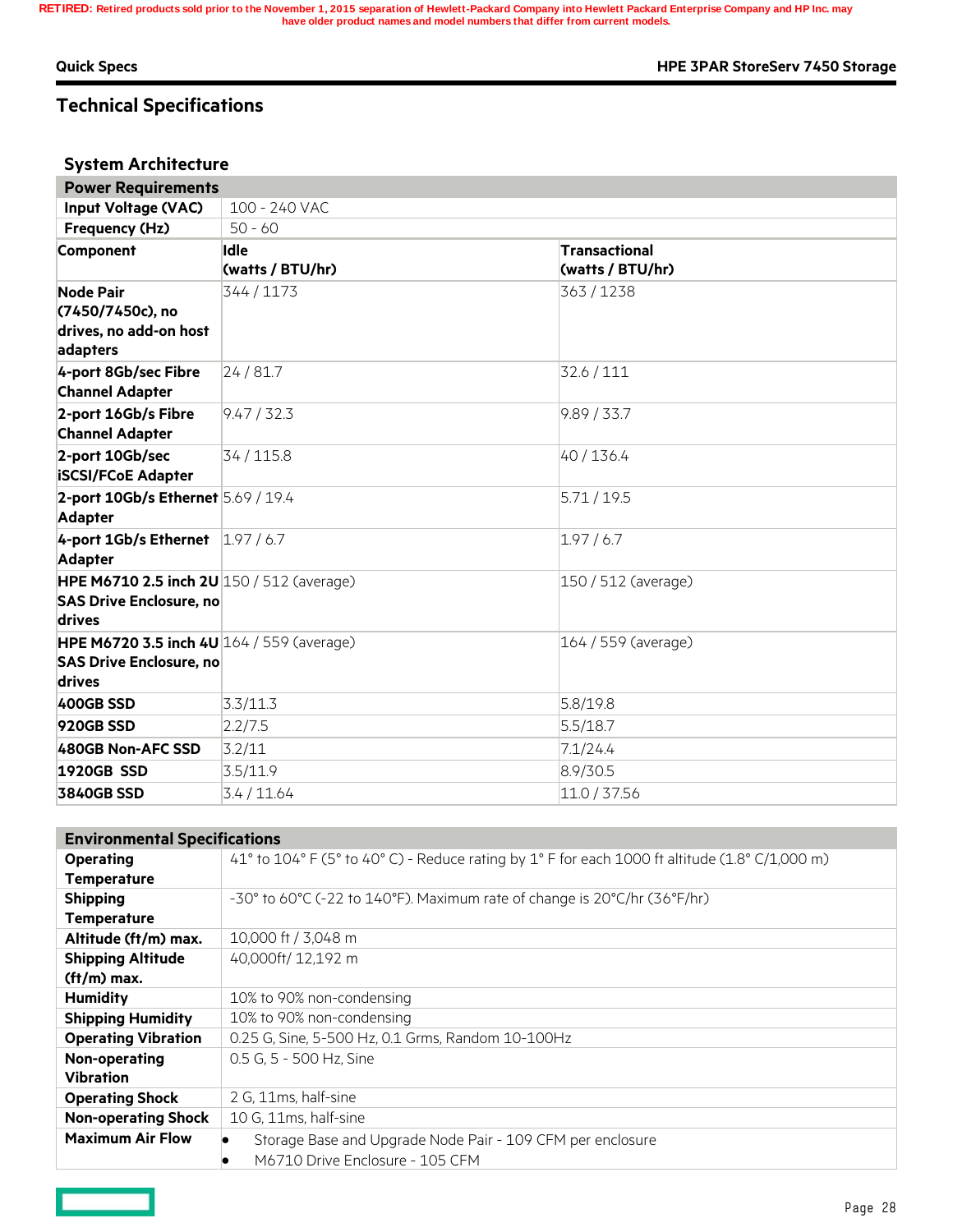RETIRED: Retired products sold prior to the November 1, 2015 separation of Hewlett-Packard Company into Hewlett Packard Enterprise Company and HP Inc. may have older product names and model numbers that differ from current models.

## Technical Specifications

### System Architecture

| Power Requirements | | |
|---|---|---|
| **Input Voltage (VAC)** | 100 - 240 VAC | |
| **Frequency (Hz)** | 50 - 60 | |
| **Component** | **Idle (watts / BTU/hr)** | **Transactional (watts / BTU/hr)** |
| **Node Pair (7450/7450c), no drives, no add-on host adapters** | 344 / 1173 | 363 / 1238 |
| **4-port 8Gb/sec Fibre Channel Adapter** | 24 / 81.7 | 32.6 / 111 |
| **2-port 16Gb/s Fibre Channel Adapter** | 9.47 / 32.3 | 9.89 / 33.7 |
| **2-port 10Gb/sec iSCSI/FCoE Adapter** | 34 / 115.8 | 40 / 136.4 |
| **2-port 10Gb/s Ethernet Adapter** | 5.69 / 19.4 | 5.71 / 19.5 |
| **4-port 1Gb/s Ethernet Adapter** | 1.97 / 6.7 | 1.97 / 6.7 |
| **HPE M6710 2.5 inch 2U SAS Drive Enclosure, no drives** | 150 / 512 (average) | 150 / 512 (average) |
| **HPE M6720 3.5 inch 4U SAS Drive Enclosure, no drives** | 164 / 559 (average) | 164 / 559 (average) |
| **400GB SSD** | 3.3/11.3 | 5.8/19.8 |
| **920GB SSD** | 2.2/7.5 | 5.5/18.7 |
| **480GB Non-AFC SSD** | 3.2/11 | 7.1/24.4 |
| **1920GB SSD** | 3.5/11.9 | 8.9/30.5 |
| **3840GB SSD** | 3.4 / 11.64 | 11.0 / 37.56 |

| Environmental Specifications | |
|---|---|
| **Operating Temperature** | 41° to 104° F (5° to 40° C) - Reduce rating by 1° F for each 1000 ft altitude (1.8° C/1,000 m) |
| **Shipping Temperature** | -30° to 60°C (-22 to 140°F). Maximum rate of change is 20°C/hr (36°F/hr) |
| **Altitude (ft/m) max.** | 10,000 ft / 3,048 m |
| **Shipping Altitude (ft/m) max.** | 40,000ft/ 12,192 m |
| **Humidity** | 10% to 90% non-condensing |
| **Shipping Humidity** | 10% to 90% non-condensing |
| **Operating Vibration** | 0.25 G, Sine, 5-500 Hz, 0.1 Grms, Random 10-100Hz |
| **Non-operating Vibration** | 0.5 G, 5 - 500 Hz, Sine |
| **Operating Shock** | 2 G, 11ms, half-sine |
| **Non-operating Shock** | 10 G, 11ms, half-sine |
| **Maximum Air Flow** | • Storage Base and Upgrade Node Pair - 109 CFM per enclosure<br>• M6710 Drive Enclosure - 105 CFM |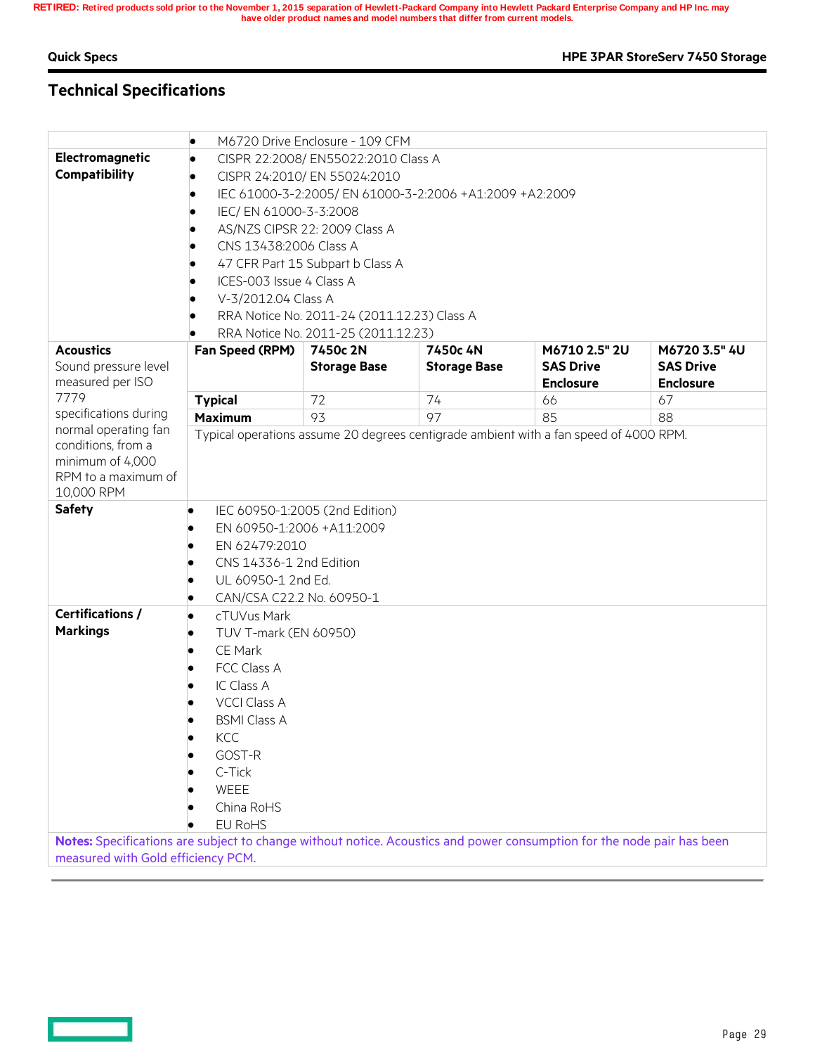RETIRED: Retired products sold prior to the November 1, 2015 separation of Hewlett-Packard Company into Hewlett Packard Enterprise Company and HP Inc. may have older product names and model numbers that differ from current models.

## Technical Specifications

| | |
|---|---|
| | • M6720 Drive Enclosure - 109 CFM |
| **Electromagnetic Compatibility** | • CISPR 22:2008/ EN55022:2010 Class A<br>• CISPR 24:2010/ EN 55024:2010<br>• IEC 61000-3-2:2005/ EN 61000-3-2:2006 +A1:2009 +A2:2009<br>• IEC/ EN 61000-3-3:2008<br>• AS/NZS CIPSR 22: 2009 Class A<br>• CNS 13438:2006 Class A<br>• 47 CFR Part 15 Subpart b Class A<br>• ICES-003 Issue 4 Class A<br>• V-3/2012.04 Class A<br>• RRA Notice No. 2011-24 (2011.12.23) Class A<br>• RRA Notice No. 2011-25 (2011.12.23) |

**Acoustics**
Sound pressure level measured per ISO 7779 specifications during normal operating fan conditions, from a minimum of 4,000 RPM to a maximum of 10,000 RPM

| Fan Speed (RPM) | 7450c 2N Storage Base | 7450c 4N Storage Base | M6710 2.5" 2U SAS Drive Enclosure | M6720 3.5" 4U SAS Drive Enclosure |
|---|---|---|---|---|
| **Typical** | 72 | 74 | 66 | 67 |
| **Maximum** | 93 | 97 | 85 | 88 |

Typical operations assume 20 degrees centigrade ambient with a fan speed of 4000 RPM.

| | |
|---|---|
| **Safety** | • IEC 60950-1:2005 (2nd Edition)<br>• EN 60950-1:2006 +A11:2009<br>• EN 62479:2010<br>• CNS 14336-1 2nd Edition<br>• UL 60950-1 2nd Ed.<br>• CAN/CSA C22.2 No. 60950-1 |
| **Certifications / Markings** | • cTUVus Mark<br>• TUV T-mark (EN 60950)<br>• CE Mark<br>• FCC Class A<br>• IC Class A<br>• VCCI Class A<br>• BSMI Class A<br>• KCC<br>• GOST-R<br>• C-Tick<br>• WEEE<br>• China RoHS<br>• EU RoHS |

**Notes:** Specifications are subject to change without notice. Acoustics and power consumption for the node pair has been measured with Gold efficiency PCM.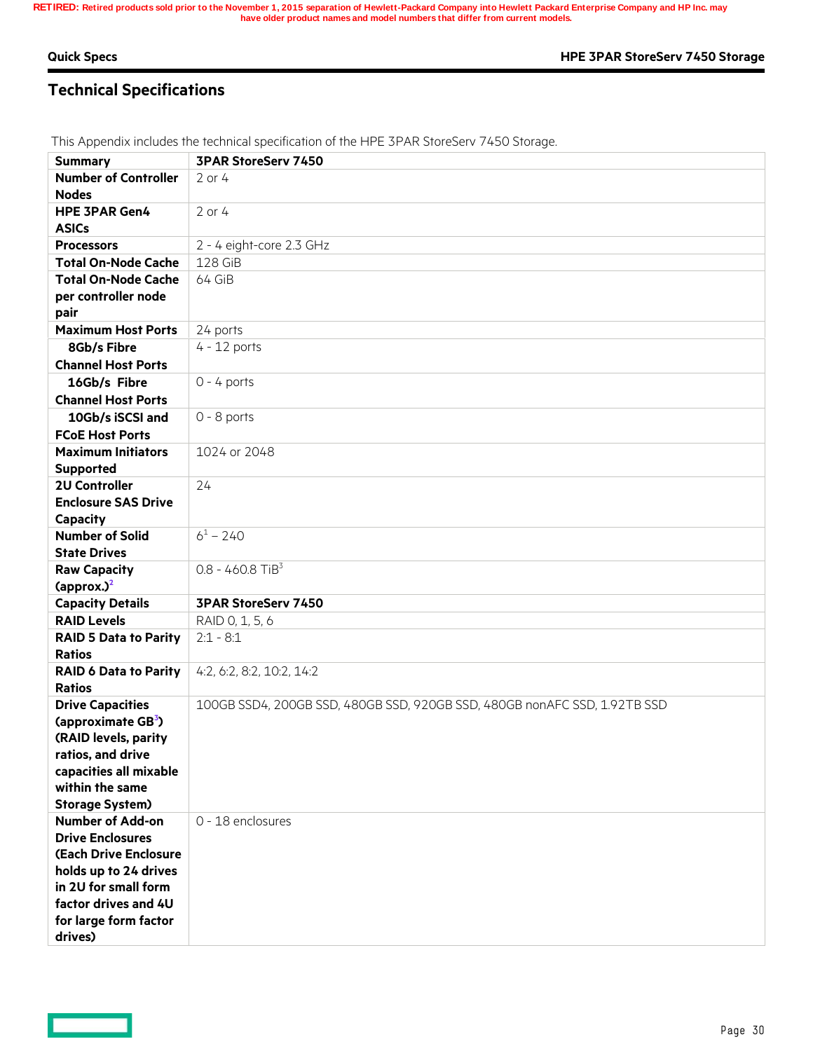RETIRED: Retired products sold prior to the November 1, 2015 separation of Hewlett-Packard Company into Hewlett Packard Enterprise Company and HP Inc. may have older product names and model numbers that differ from current models.

## Technical Specifications

This Appendix includes the technical specification of the HPE 3PAR StoreServ 7450 Storage.

| Summary | 3PAR StoreServ 7450 |
|---|---|
| Number of Controller Nodes | 2 or 4 |
| HPE 3PAR Gen4 ASICs | 2 or 4 |
| Processors | 2 - 4 eight-core 2.3 GHz |
| Total On-Node Cache | 128 GiB |
| Total On-Node Cache per controller node pair | 64 GiB |
| Maximum Host Ports | 24 ports |
| 8Gb/s Fibre Channel Host Ports | 4 - 12 ports |
| 16Gb/s Fibre Channel Host Ports | 0 - 4 ports |
| 10Gb/s iSCSI and FCoE Host Ports | 0 - 8 ports |
| Maximum Initiators Supported | 1024 or 2048 |
| 2U Controller Enclosure SAS Drive Capacity | 24 |
| Number of Solid State Drives | 6[1] – 240 |
| Raw Capacity (approx.)[2] | 0.8 - 460.8 TiB[3] |
| **Capacity Details** | **3PAR StoreServ 7450** |
| RAID Levels | RAID 0, 1, 5, 6 |
| RAID 5 Data to Parity Ratios | 2:1 - 8:1 |
| RAID 6 Data to Parity Ratios | 4:2, 6:2, 8:2, 10:2, 14:2 |
| Drive Capacities (approximate GB[3]) (RAID levels, parity ratios, and drive capacities all mixable within the same Storage System) | 100GB SSD4, 200GB SSD, 480GB SSD, 920GB SSD, 480GB nonAFC SSD, 1.92TB SSD |
| Number of Add-on Drive Enclosures (Each Drive Enclosure holds up to 24 drives in 2U for small form factor drives and 4U for large form factor drives) | 0 - 18 enclosures |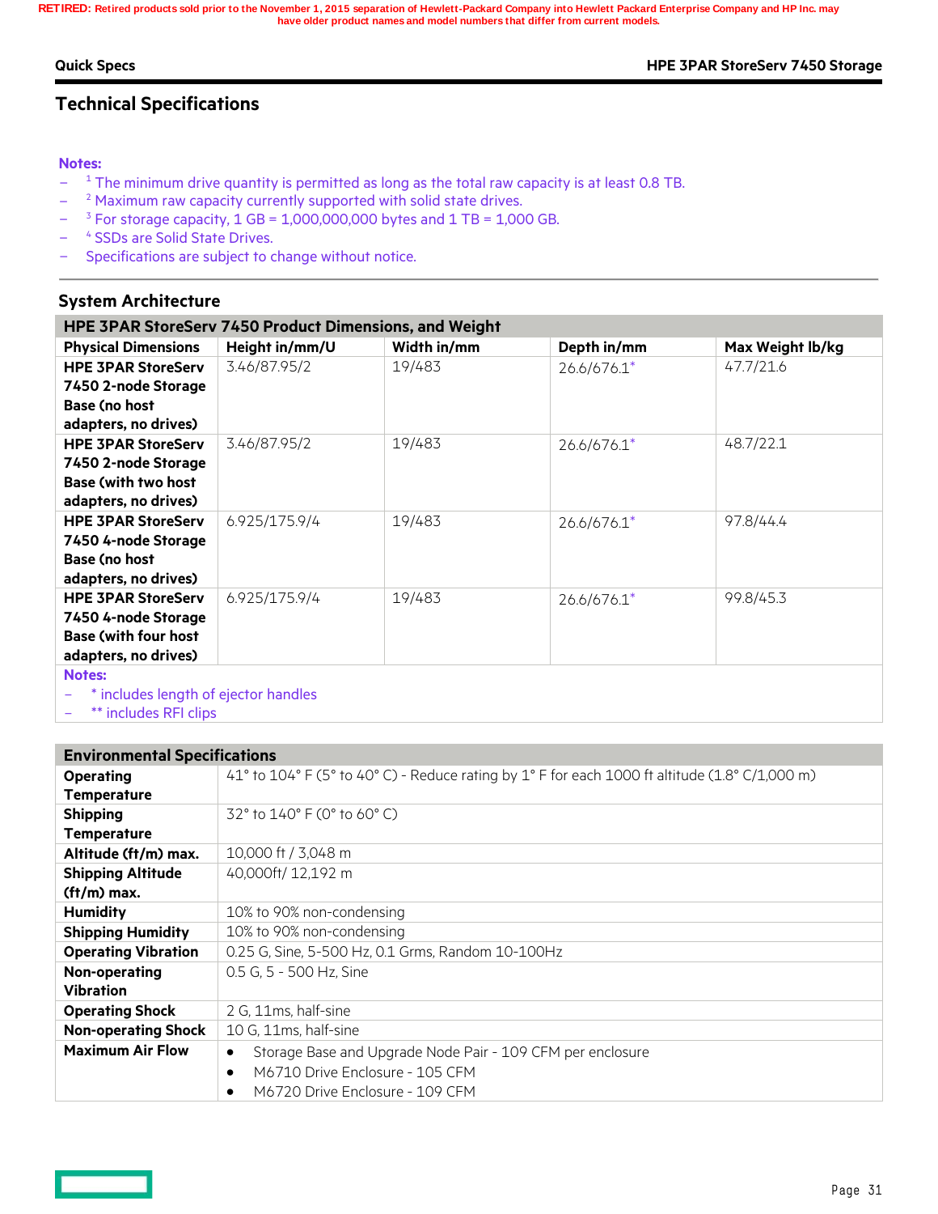RETIRED: Retired products sold prior to the November 1, 2015 separation of Hewlett-Packard Company into Hewlett Packard Enterprise Company and HP Inc. may have older product names and model numbers that differ from current models.

## Technical Specifications

**Notes:**

- [1] The minimum drive quantity is permitted as long as the total raw capacity is at least 0.8 TB.
- [2] Maximum raw capacity currently supported with solid state drives.
- [3] For storage capacity, 1 GB = 1,000,000,000 bytes and 1 TB = 1,000 GB.
- [4] SSDs are Solid State Drives.
- Specifications are subject to change without notice.

### System Architecture

| HPE 3PAR StoreServ 7450 Product Dimensions, and Weight | | | | |
|---|---|---|---|---|
| **Physical Dimensions** | **Height in/mm/U** | **Width in/mm** | **Depth in/mm** | **Max Weight lb/kg** |
| **HPE 3PAR StoreServ 7450 2-node Storage Base (no host adapters, no drives)** | 3.46/87.95/2 | 19/483 | 26.6/676.1* | 47.7/21.6 |
| **HPE 3PAR StoreServ 7450 2-node Storage Base (with two host adapters, no drives)** | 3.46/87.95/2 | 19/483 | 26.6/676.1* | 48.7/22.1 |
| **HPE 3PAR StoreServ 7450 4-node Storage Base (no host adapters, no drives)** | 6.925/175.9/4 | 19/483 | 26.6/676.1* | 97.8/44.4 |
| **HPE 3PAR StoreServ 7450 4-node Storage Base (with four host adapters, no drives)** | 6.925/175.9/4 | 19/483 | 26.6/676.1* | 99.8/45.3 |

**Notes:**

- * includes length of ejector handles
- ** includes RFI clips

| Environmental Specifications | |
|---|---|
| **Operating Temperature** | 41° to 104° F (5° to 40° C) - Reduce rating by 1° F for each 1000 ft altitude (1.8° C/1,000 m) |
| **Shipping Temperature** | 32° to 140° F (0° to 60° C) |
| **Altitude (ft/m) max.** | 10,000 ft / 3,048 m |
| **Shipping Altitude (ft/m) max.** | 40,000ft/ 12,192 m |
| **Humidity** | 10% to 90% non-condensing |
| **Shipping Humidity** | 10% to 90% non-condensing |
| **Operating Vibration** | 0.25 G, Sine, 5-500 Hz, 0.1 Grms, Random 10-100Hz |
| **Non-operating Vibration** | 0.5 G, 5 - 500 Hz, Sine |
| **Operating Shock** | 2 G, 11ms, half-sine |
| **Non-operating Shock** | 10 G, 11ms, half-sine |
| **Maximum Air Flow** | • Storage Base and Upgrade Node Pair - 109 CFM per enclosure<br>• M6710 Drive Enclosure - 105 CFM<br>• M6720 Drive Enclosure - 109 CFM |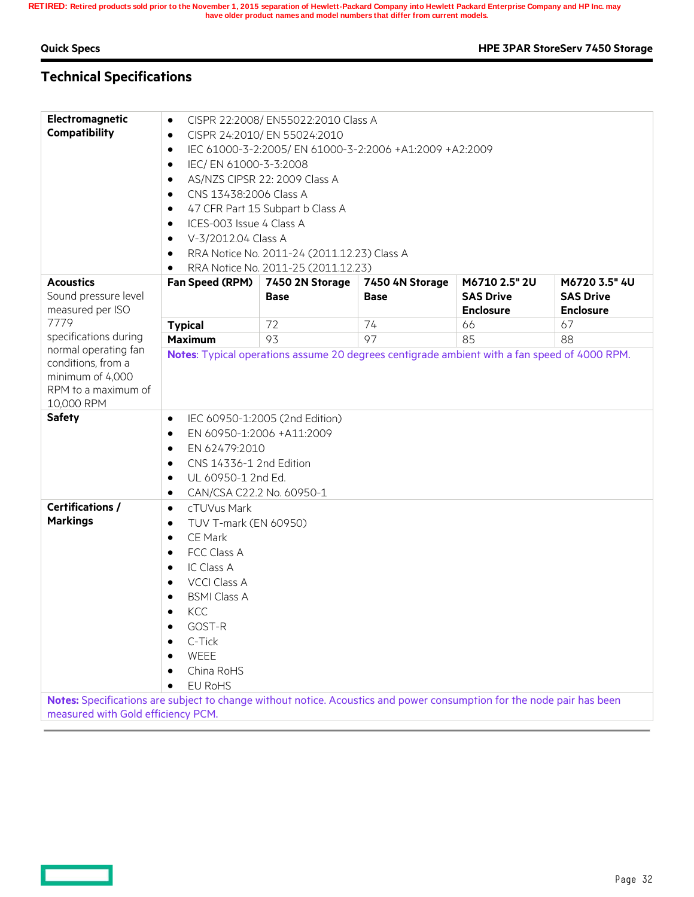RETIRED: Retired products sold prior to the November 1, 2015 separation of Hewlett-Packard Company into Hewlett Packard Enterprise Company and HP Inc. may have older product names and model numbers that differ from current models.

## Technical Specifications

**Electromagnetic Compatibility**

- CISPR 22:2008/ EN55022:2010 Class A
- CISPR 24:2010/ EN 55024:2010
- IEC 61000-3-2:2005/ EN 61000-3-2:2006 +A1:2009 +A2:2009
- IEC/ EN 61000-3-3:2008
- AS/NZS CIPSR 22: 2009 Class A
- CNS 13438:2006 Class A
- 47 CFR Part 15 Subpart b Class A
- ICES-003 Issue 4 Class A
- V-3/2012.04 Class A
- RRA Notice No. 2011-24 (2011.12.23) Class A
- RRA Notice No. 2011-25 (2011.12.23)

**Acoustics**

Sound pressure level measured per ISO 7779 specifications during normal operating fan conditions, from a minimum of 4,000 RPM to a maximum of 10,000 RPM

| Fan Speed (RPM) | 7450 2N Storage Base | 7450 4N Storage Base | M6710 2.5" 2U SAS Drive Enclosure | M6720 3.5" 4U SAS Drive Enclosure |
|---|---|---|---|---|
| **Typical** | 72 | 74 | 66 | 67 |
| **Maximum** | 93 | 97 | 85 | 88 |

**Notes**: Typical operations assume 20 degrees centigrade ambient with a fan speed of 4000 RPM.

**Safety**

- IEC 60950-1:2005 (2nd Edition)
- EN 60950-1:2006 +A11:2009
- EN 62479:2010
- CNS 14336-1 2nd Edition
- UL 60950-1 2nd Ed.
- CAN/CSA C22.2 No. 60950-1

**Certifications / Markings**

- cTUVus Mark
- TUV T-mark (EN 60950)
- CE Mark
- FCC Class A
- IC Class A
- VCCI Class A
- BSMI Class A
- KCC
- GOST-R
- C-Tick
- WEEE
- China RoHS
- EU RoHS

**Notes:** Specifications are subject to change without notice. Acoustics and power consumption for the node pair has been measured with Gold efficiency PCM.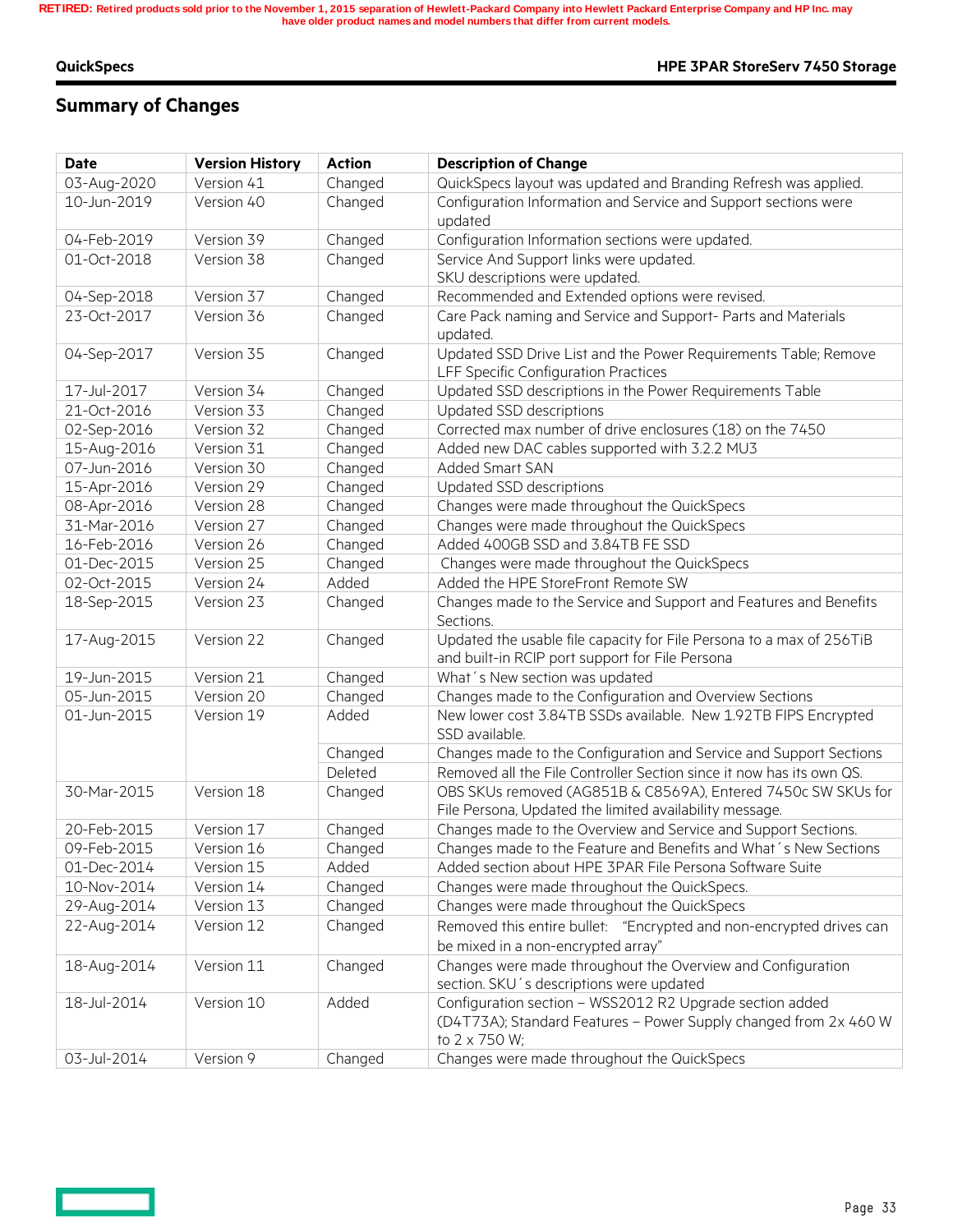RETIRED: Retired products sold prior to the November 1, 2015 separation of Hewlett-Packard Company into Hewlett Packard Enterprise Company and HP Inc. may have older product names and model numbers that differ from current models.

## Summary of Changes

| Date | Version History | Action | Description of Change |
|---|---|---|---|
| 03-Aug-2020 | Version 41 | Changed | QuickSpecs layout was updated and Branding Refresh was applied. |
| 10-Jun-2019 | Version 40 | Changed | Configuration Information and Service and Support sections were updated |
| 04-Feb-2019 | Version 39 | Changed | Configuration Information sections were updated. |
| 01-Oct-2018 | Version 38 | Changed | Service And Support links were updated.<br>SKU descriptions were updated. |
| 04-Sep-2018 | Version 37 | Changed | Recommended and Extended options were revised. |
| 23-Oct-2017 | Version 36 | Changed | Care Pack naming and Service and Support- Parts and Materials updated. |
| 04-Sep-2017 | Version 35 | Changed | Updated SSD Drive List and the Power Requirements Table; Remove LFF Specific Configuration Practices |
| 17-Jul-2017 | Version 34 | Changed | Updated SSD descriptions in the Power Requirements Table |
| 21-Oct-2016 | Version 33 | Changed | Updated SSD descriptions |
| 02-Sep-2016 | Version 32 | Changed | Corrected max number of drive enclosures (18) on the 7450 |
| 15-Aug-2016 | Version 31 | Changed | Added new DAC cables supported with 3.2.2 MU3 |
| 07-Jun-2016 | Version 30 | Changed | Added Smart SAN |
| 15-Apr-2016 | Version 29 | Changed | Updated SSD descriptions |
| 08-Apr-2016 | Version 28 | Changed | Changes were made throughout the QuickSpecs |
| 31-Mar-2016 | Version 27 | Changed | Changes were made throughout the QuickSpecs |
| 16-Feb-2016 | Version 26 | Changed | Added 400GB SSD and 3.84TB FE SSD |
| 01-Dec-2015 | Version 25 | Changed | Changes were made throughout the QuickSpecs |
| 02-Oct-2015 | Version 24 | Added | Added the HPE StoreFront Remote SW |
| 18-Sep-2015 | Version 23 | Changed | Changes made to the Service and Support and Features and Benefits Sections. |
| 17-Aug-2015 | Version 22 | Changed | Updated the usable file capacity for File Persona to a max of 256TiB and built-in RCIP port support for File Persona |
| 19-Jun-2015 | Version 21 | Changed | What´s New section was updated |
| 05-Jun-2015 | Version 20 | Changed | Changes made to the Configuration and Overview Sections |
| 01-Jun-2015 | Version 19 | Added | New lower cost 3.84TB SSDs available. New 1.92TB FIPS Encrypted SSD available. |
| | | Changed | Changes made to the Configuration and Service and Support Sections |
| | | Deleted | Removed all the File Controller Section since it now has its own QS. |
| 30-Mar-2015 | Version 18 | Changed | OBS SKUs removed (AG851B & C8569A), Entered 7450c SW SKUs for File Persona, Updated the limited availability message. |
| 20-Feb-2015 | Version 17 | Changed | Changes made to the Overview and Service and Support Sections. |
| 09-Feb-2015 | Version 16 | Changed | Changes made to the Feature and Benefits and What´s New Sections |
| 01-Dec-2014 | Version 15 | Added | Added section about HPE 3PAR File Persona Software Suite |
| 10-Nov-2014 | Version 14 | Changed | Changes were made throughout the QuickSpecs. |
| 29-Aug-2014 | Version 13 | Changed | Changes were made throughout the QuickSpecs |
| 22-Aug-2014 | Version 12 | Changed | Removed this entire bullet: "Encrypted and non-encrypted drives can be mixed in a non-encrypted array" |
| 18-Aug-2014 | Version 11 | Changed | Changes were made throughout the Overview and Configuration section. SKU´s descriptions were updated |
| 18-Jul-2014 | Version 10 | Added | Configuration section – WSS2012 R2 Upgrade section added (D4T73A); Standard Features – Power Supply changed from 2x 460 W to 2 x 750 W; |
| 03-Jul-2014 | Version 9 | Changed | Changes were made throughout the QuickSpecs |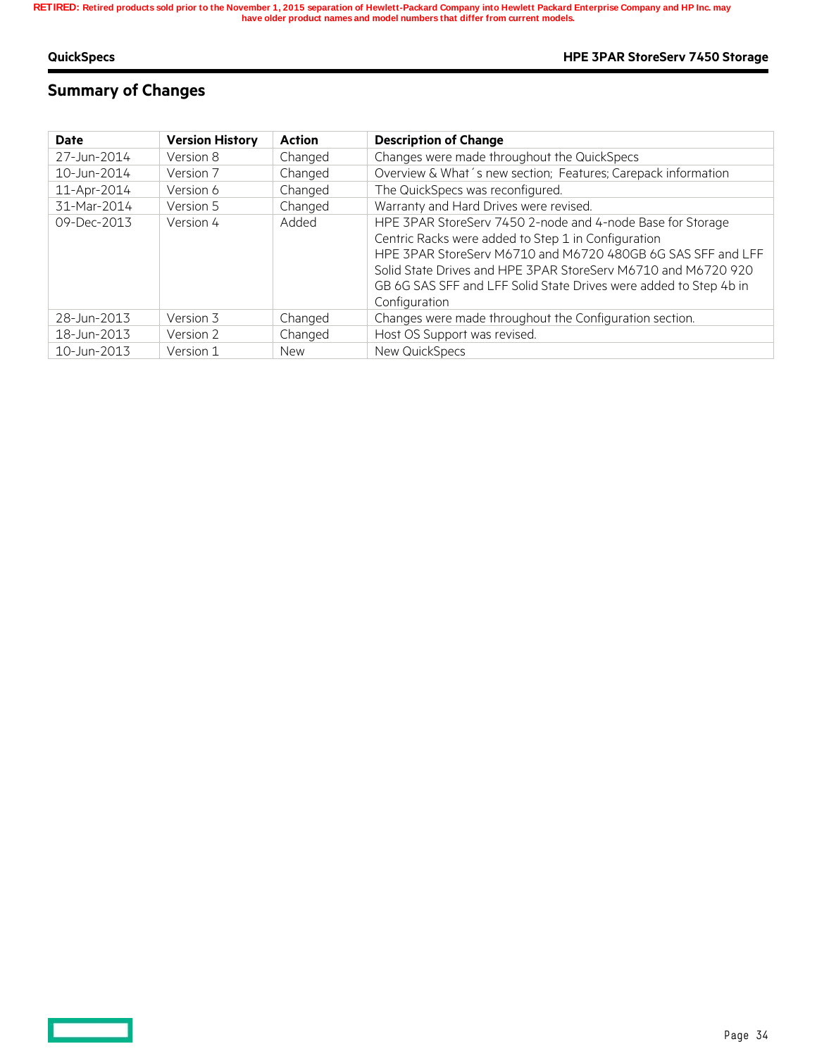## Summary of Changes

| Date | Version History | Action | Description of Change |
|---|---|---|---|
| 27-Jun-2014 | Version 8 | Changed | Changes were made throughout the QuickSpecs |
| 10-Jun-2014 | Version 7 | Changed | Overview & What´s new section; Features; Carepack information |
| 11-Apr-2014 | Version 6 | Changed | The QuickSpecs was reconfigured. |
| 31-Mar-2014 | Version 5 | Changed | Warranty and Hard Drives were revised. |
| 09-Dec-2013 | Version 4 | Added | HPE 3PAR StoreServ 7450 2-node and 4-node Base for Storage Centric Racks were added to Step 1 in Configuration<br>HPE 3PAR StoreServ M6710 and M6720 480GB 6G SAS SFF and LFF Solid State Drives and HPE 3PAR StoreServ M6710 and M6720 920 GB 6G SAS SFF and LFF Solid State Drives were added to Step 4b in Configuration |
| 28-Jun-2013 | Version 3 | Changed | Changes were made throughout the Configuration section. |
| 18-Jun-2013 | Version 2 | Changed | Host OS Support was revised. |
| 10-Jun-2013 | Version 1 | New | New QuickSpecs |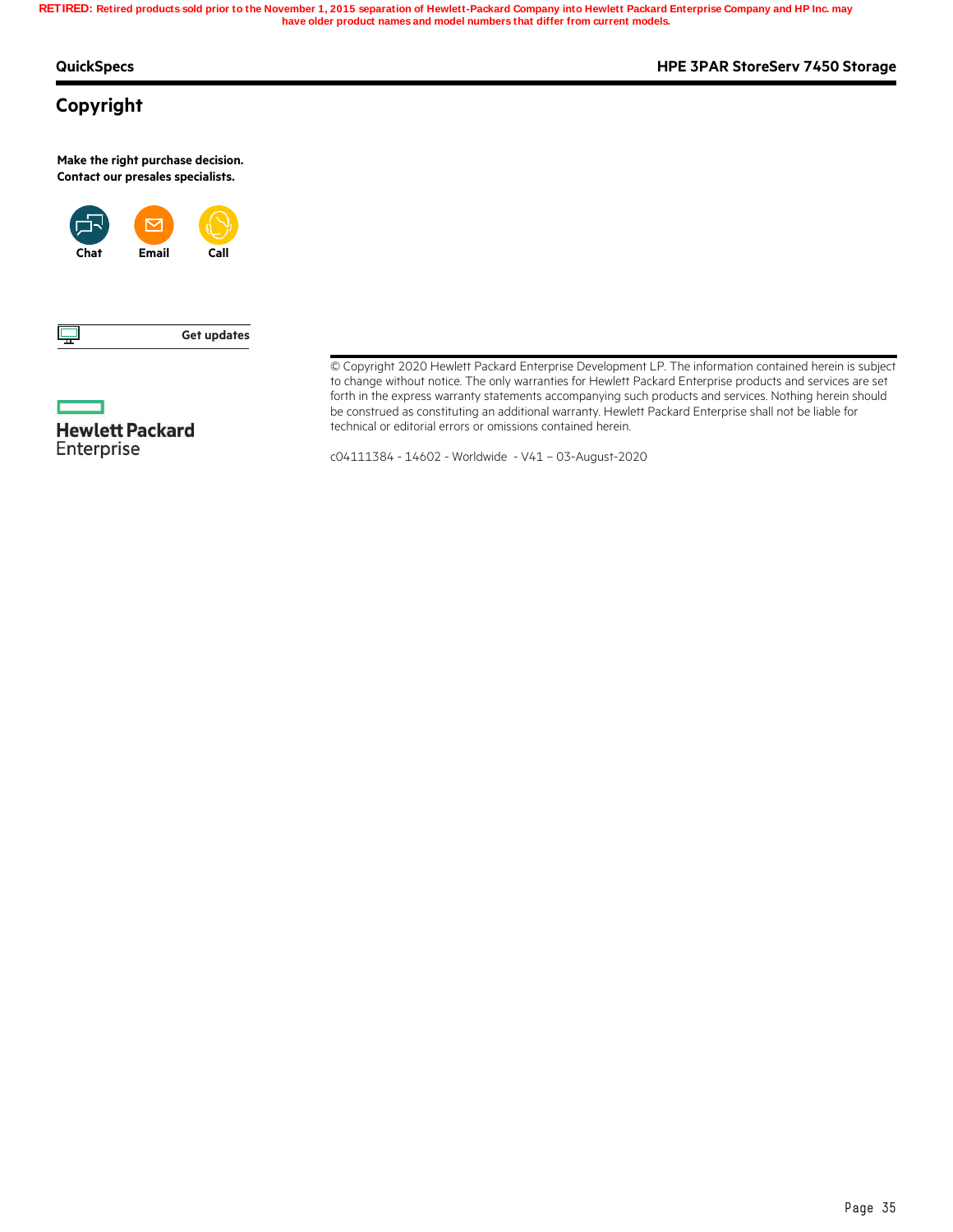RETIRED: Retired products sold prior to the November 1, 2015 separation of Hewlett-Packard Company into Hewlett Packard Enterprise Company and HP Inc. may have older product names and model numbers that differ from current models.

## Copyright

**Make the right purchase decision.**
**Contact our presales specialists.**

Chat Email Call

Get updates

Hewlett Packard Enterprise

© Copyright 2020 Hewlett Packard Enterprise Development LP. The information contained herein is subject to change without notice. The only warranties for Hewlett Packard Enterprise products and services are set forth in the express warranty statements accompanying such products and services. Nothing herein should be construed as constituting an additional warranty. Hewlett Packard Enterprise shall not be liable for technical or editorial errors or omissions contained herein.

c04111384 - 14602 - Worldwide - V41 – 03-August-2020